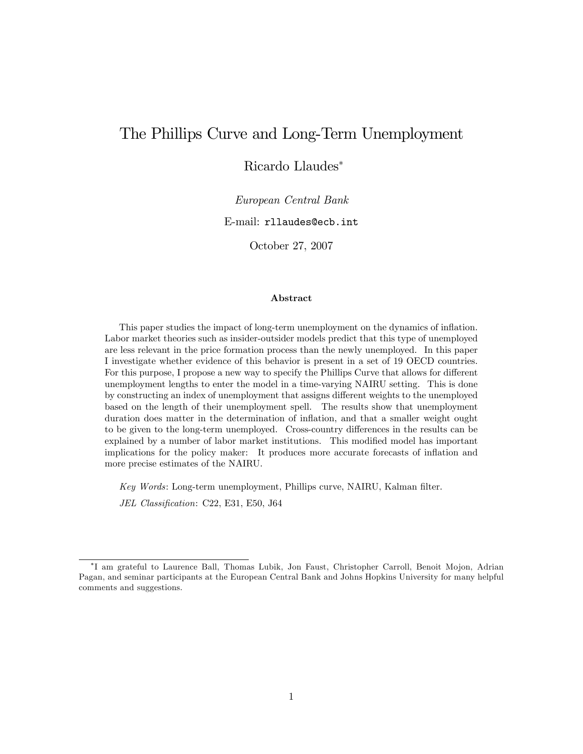# The Phillips Curve and Long-Term Unemployment

Ricardo Llaudes*

*European Central Bank*

E-mail: `rllaudes@ecb.int`

October 27, 2007

### Abstract

This paper studies the impact of long-term unemployment on the dynamics of inflation. Labor market theories such as insider-outsider models predict that this type of unemployed are less relevant in the price formation process than the newly unemployed. In this paper I investigate whether evidence of this behavior is present in a set of 19 OECD countries. For this purpose, I propose a new way to specify the Phillips Curve that allows for different unemployment lengths to enter the model in a time-varying NAIRU setting. This is done by constructing an index of unemployment that assigns different weights to the unemployed based on the length of their unemployment spell. The results show that unemployment duration does matter in the determination of inflation, and that a smaller weight ought to be given to the long-term unemployed. Cross-country differences in the results can be explained by a number of labor market institutions. This modified model has important implications for the policy maker: It produces more accurate forecasts of inflation and more precise estimates of the NAIRU.

*Key Words*: Long-term unemployment, Phillips curve, NAIRU, Kalman filter.

*JEL Classification*: C22, E31, E50, J64

---

*I am grateful to Laurence Ball, Thomas Lubik, Jon Faust, Christopher Carroll, Benoit Mojon, Adrian Pagan, and seminar participants at the European Central Bank and Johns Hopkins University for many helpful comments and suggestions.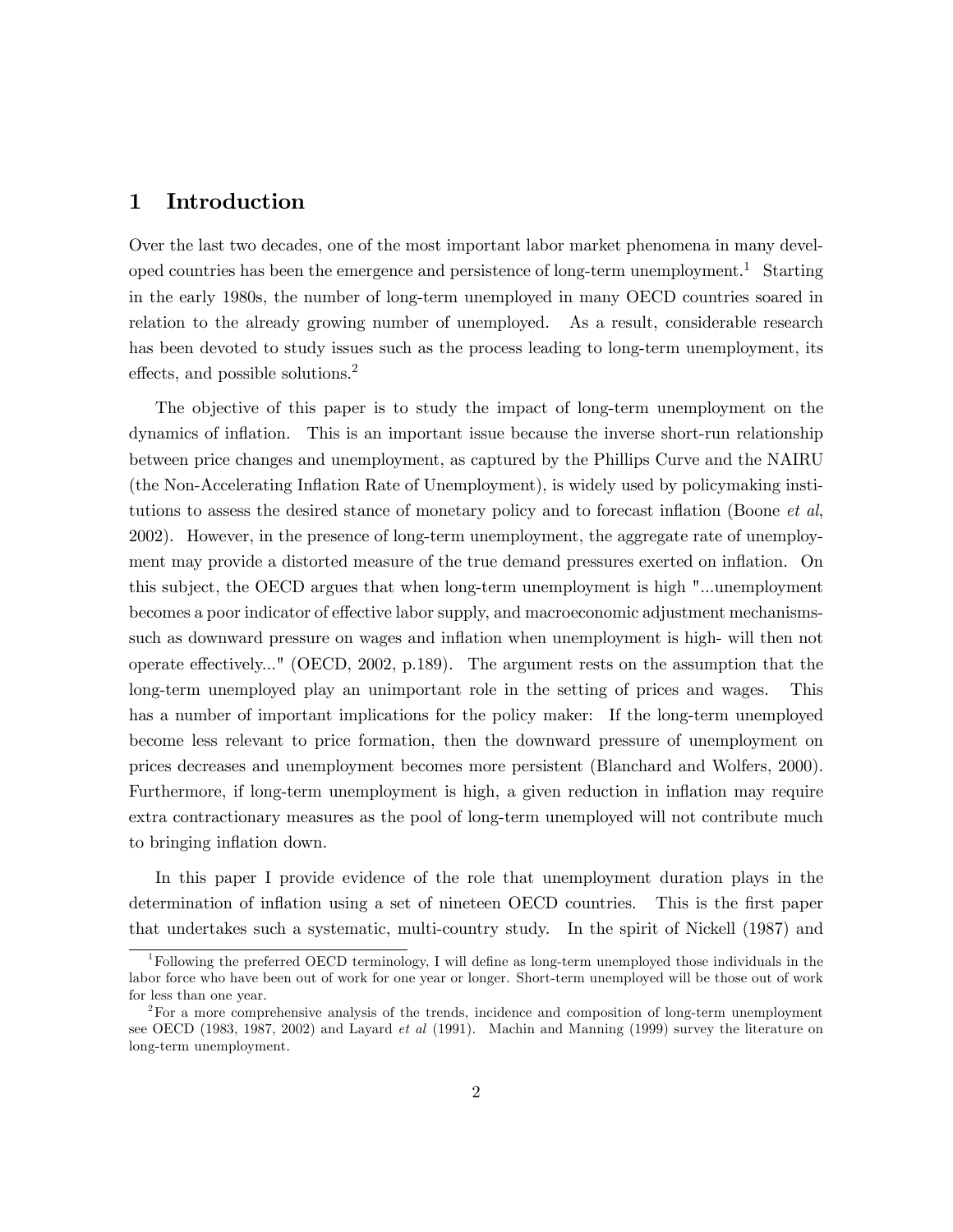# 1 Introduction

Over the last two decades, one of the most important labor market phenomena in many developed countries has been the emergence and persistence of long-term unemployment.[1] Starting in the early 1980s, the number of long-term unemployed in many OECD countries soared in relation to the already growing number of unemployed. As a result, considerable research has been devoted to study issues such as the process leading to long-term unemployment, its effects, and possible solutions.[2]

The objective of this paper is to study the impact of long-term unemployment on the dynamics of inflation. This is an important issue because the inverse short-run relationship between price changes and unemployment, as captured by the Phillips Curve and the NAIRU (the Non-Accelerating Inflation Rate of Unemployment), is widely used by policymaking institutions to assess the desired stance of monetary policy and to forecast inflation (Boone *et al*, 2002). However, in the presence of long-term unemployment, the aggregate rate of unemployment may provide a distorted measure of the true demand pressures exerted on inflation. On this subject, the OECD argues that when long-term unemployment is high "...unemployment becomes a poor indicator of effective labor supply, and macroeconomic adjustment mechanisms-such as downward pressure on wages and inflation when unemployment is high- will then not operate effectively..." (OECD, 2002, p.189). The argument rests on the assumption that the long-term unemployed play an unimportant role in the setting of prices and wages. This has a number of important implications for the policy maker: If the long-term unemployed become less relevant to price formation, then the downward pressure of unemployment on prices decreases and unemployment becomes more persistent (Blanchard and Wolfers, 2000). Furthermore, if long-term unemployment is high, a given reduction in inflation may require extra contractionary measures as the pool of long-term unemployed will not contribute much to bringing inflation down.

In this paper I provide evidence of the role that unemployment duration plays in the determination of inflation using a set of nineteen OECD countries. This is the first paper that undertakes such a systematic, multi-country study. In the spirit of Nickell (1987) and

[1] Following the preferred OECD terminology, I will define as long-term unemployed those individuals in the labor force who have been out of work for one year or longer. Short-term unemployed will be those out of work for less than one year.

[2] For a more comprehensive analysis of the trends, incidence and composition of long-term unemployment see OECD (1983, 1987, 2002) and Layard *et al* (1991). Machin and Manning (1999) survey the literature on long-term unemployment.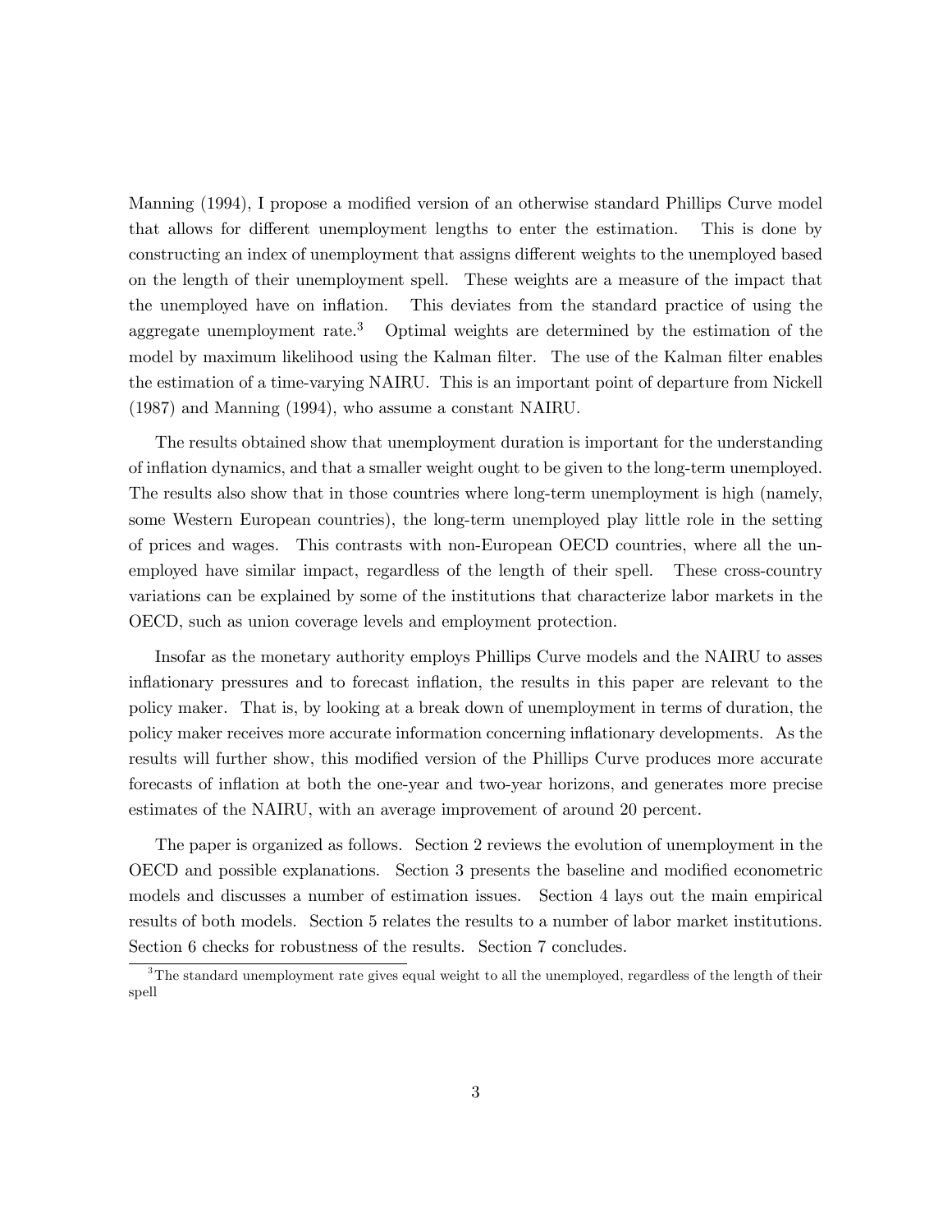Manning (1994), I propose a modified version of an otherwise standard Phillips Curve model that allows for different unemployment lengths to enter the estimation. This is done by constructing an index of unemployment that assigns different weights to the unemployed based on the length of their unemployment spell. These weights are a measure of the impact that the unemployed have on inflation. This deviates from the standard practice of using the aggregate unemployment rate.[3] Optimal weights are determined by the estimation of the model by maximum likelihood using the Kalman filter. The use of the Kalman filter enables the estimation of a time-varying NAIRU. This is an important point of departure from Nickell (1987) and Manning (1994), who assume a constant NAIRU.

The results obtained show that unemployment duration is important for the understanding of inflation dynamics, and that a smaller weight ought to be given to the long-term unemployed. The results also show that in those countries where long-term unemployment is high (namely, some Western European countries), the long-term unemployed play little role in the setting of prices and wages. This contrasts with non-European OECD countries, where all the unemployed have similar impact, regardless of the length of their spell. These cross-country variations can be explained by some of the institutions that characterize labor markets in the OECD, such as union coverage levels and employment protection.

Insofar as the monetary authority employs Phillips Curve models and the NAIRU to asses inflationary pressures and to forecast inflation, the results in this paper are relevant to the policy maker. That is, by looking at a break down of unemployment in terms of duration, the policy maker receives more accurate information concerning inflationary developments. As the results will further show, this modified version of the Phillips Curve produces more accurate forecasts of inflation at both the one-year and two-year horizons, and generates more precise estimates of the NAIRU, with an average improvement of around 20 percent.

The paper is organized as follows. Section 2 reviews the evolution of unemployment in the OECD and possible explanations. Section 3 presents the baseline and modified econometric models and discusses a number of estimation issues. Section 4 lays out the main empirical results of both models. Section 5 relates the results to a number of labor market institutions. Section 6 checks for robustness of the results. Section 7 concludes.

[3] The standard unemployment rate gives equal weight to all the unemployed, regardless of the length of their spell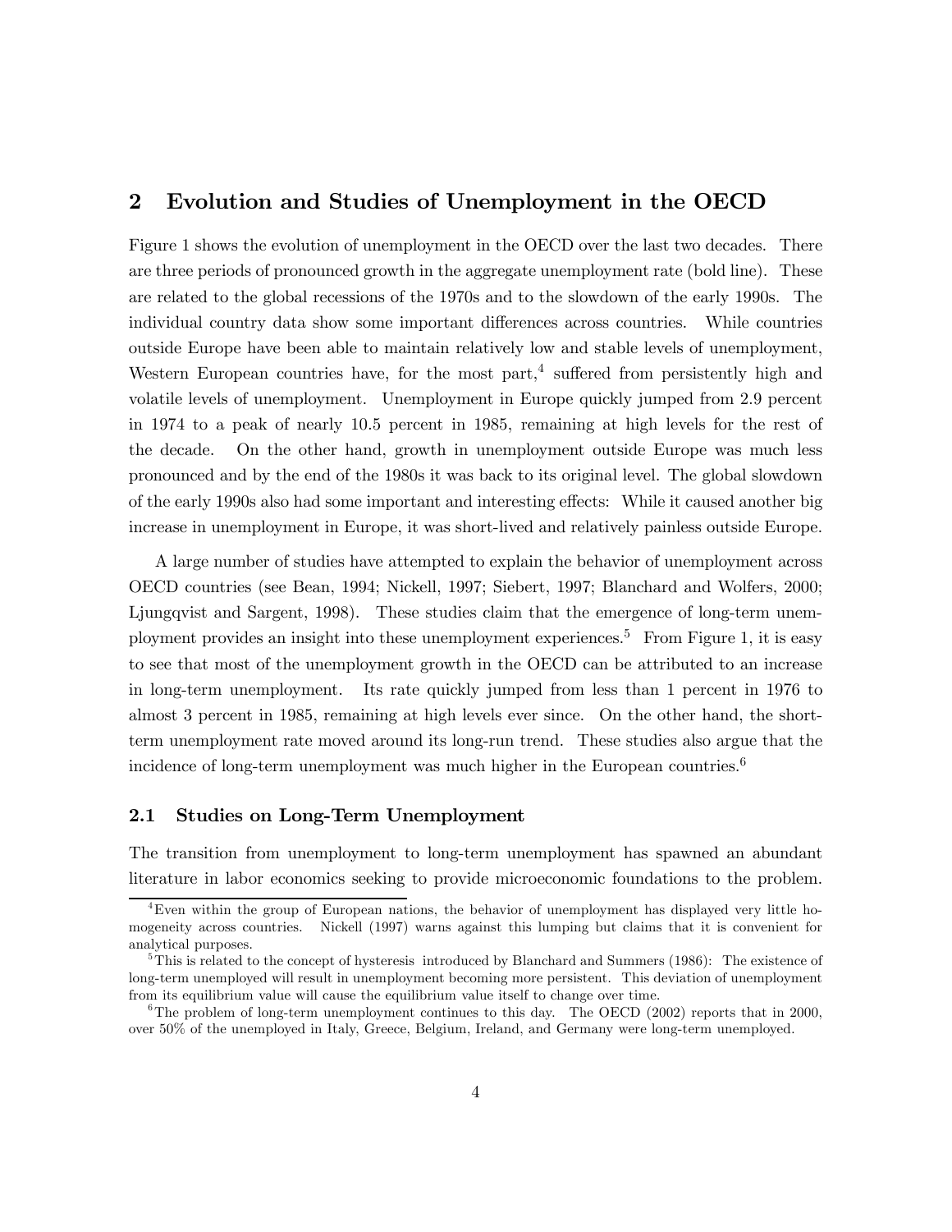## 2 Evolution and Studies of Unemployment in the OECD

Figure 1 shows the evolution of unemployment in the OECD over the last two decades. There are three periods of pronounced growth in the aggregate unemployment rate (bold line). These are related to the global recessions of the 1970s and to the slowdown of the early 1990s. The individual country data show some important differences across countries. While countries outside Europe have been able to maintain relatively low and stable levels of unemployment, Western European countries have, for the most part,[4] suffered from persistently high and volatile levels of unemployment. Unemployment in Europe quickly jumped from 2.9 percent in 1974 to a peak of nearly 10.5 percent in 1985, remaining at high levels for the rest of the decade. On the other hand, growth in unemployment outside Europe was much less pronounced and by the end of the 1980s it was back to its original level. The global slowdown of the early 1990s also had some important and interesting effects: While it caused another big increase in unemployment in Europe, it was short-lived and relatively painless outside Europe.

A large number of studies have attempted to explain the behavior of unemployment across OECD countries (see Bean, 1994; Nickell, 1997; Siebert, 1997; Blanchard and Wolfers, 2000; Ljungqvist and Sargent, 1998). These studies claim that the emergence of long-term unemployment provides an insight into these unemployment experiences.[5] From Figure 1, it is easy to see that most of the unemployment growth in the OECD can be attributed to an increase in long-term unemployment. Its rate quickly jumped from less than 1 percent in 1976 to almost 3 percent in 1985, remaining at high levels ever since. On the other hand, the short-term unemployment rate moved around its long-run trend. These studies also argue that the incidence of long-term unemployment was much higher in the European countries.[6]

### 2.1 Studies on Long-Term Unemployment

The transition from unemployment to long-term unemployment has spawned an abundant literature in labor economics seeking to provide microeconomic foundations to the problem.

[4] Even within the group of European nations, the behavior of unemployment has displayed very little homogeneity across countries. Nickell (1997) warns against this lumping but claims that it is convenient for analytical purposes.

[5] This is related to the concept of hysteresis introduced by Blanchard and Summers (1986): The existence of long-term unemployed will result in unemployment becoming more persistent. This deviation of unemployment from its equilibrium value will cause the equilibrium value itself to change over time.

[6] The problem of long-term unemployment continues to this day. The OECD (2002) reports that in 2000, over 50% of the unemployed in Italy, Greece, Belgium, Ireland, and Germany were long-term unemployed.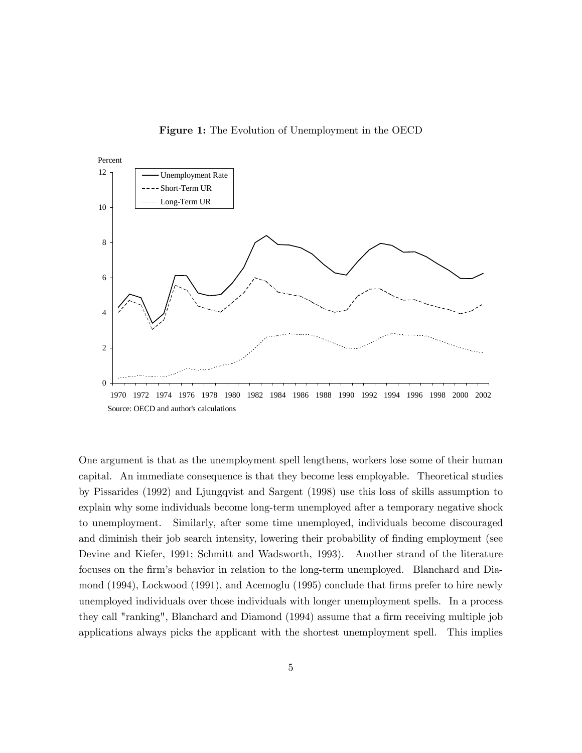**Figure 1:** The Evolution of Unemployment in the OECD

Source: OECD and author's calculations

One argument is that as the unemployment spell lengthens, workers lose some of their human capital. An immediate consequence is that they become less employable. Theoretical studies by Pissarides (1992) and Ljungqvist and Sargent (1998) use this loss of skills assumption to explain why some individuals become long-term unemployed after a temporary negative shock to unemployment. Similarly, after some time unemployed, individuals become discouraged and diminish their job search intensity, lowering their probability of finding employment (see Devine and Kiefer, 1991; Schmitt and Wadsworth, 1993). Another strand of the literature focuses on the firm's behavior in relation to the long-term unemployed. Blanchard and Diamond (1994), Lockwood (1991), and Acemoglu (1995) conclude that firms prefer to hire newly unemployed individuals over those individuals with longer unemployment spells. In a process they call "ranking", Blanchard and Diamond (1994) assume that a firm receiving multiple job applications always picks the applicant with the shortest unemployment spell. This implies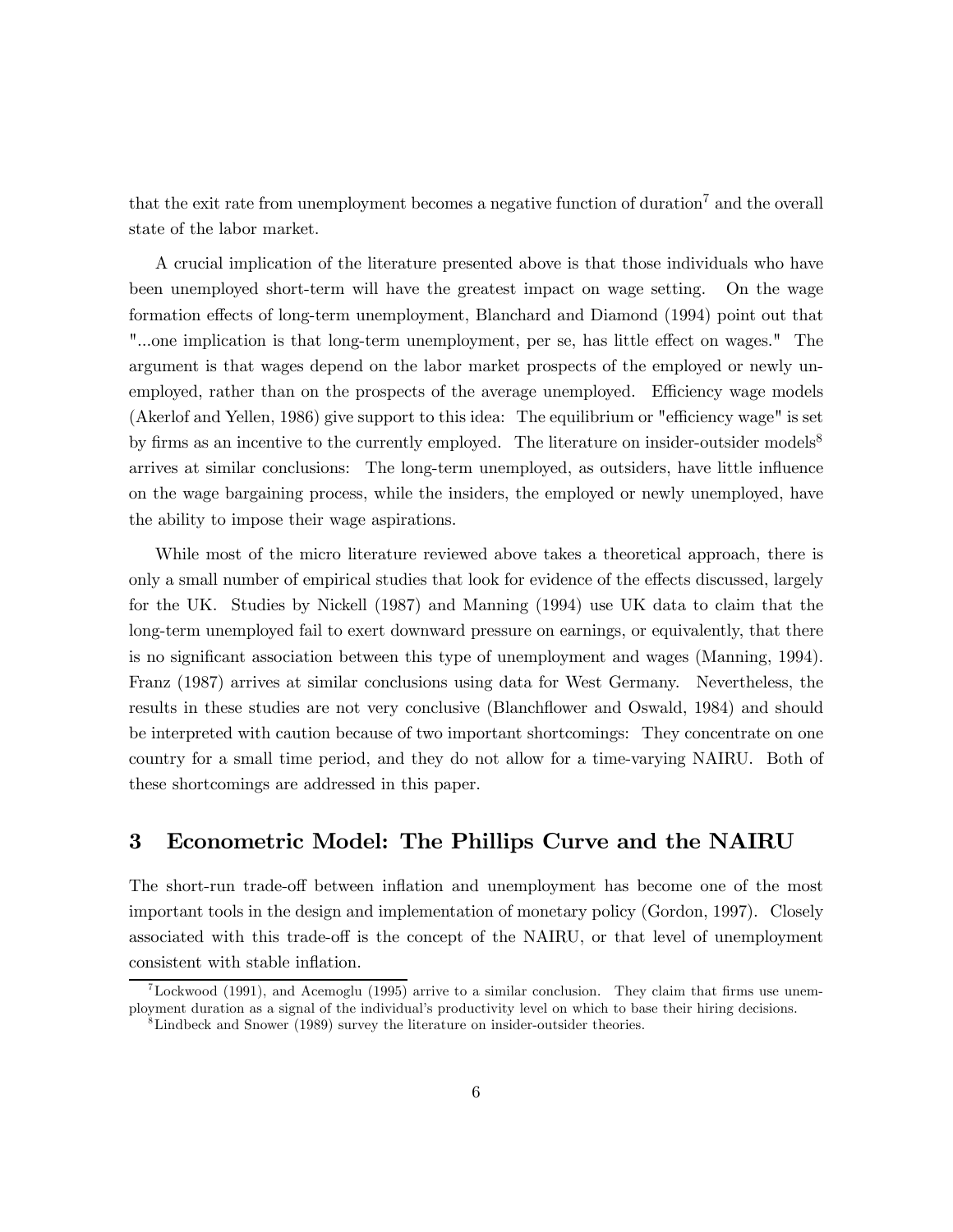that the exit rate from unemployment becomes a negative function of duration[7] and the overall state of the labor market.

A crucial implication of the literature presented above is that those individuals who have been unemployed short-term will have the greatest impact on wage setting. On the wage formation effects of long-term unemployment, Blanchard and Diamond (1994) point out that "...one implication is that long-term unemployment, per se, has little effect on wages." The argument is that wages depend on the labor market prospects of the employed or newly unemployed, rather than on the prospects of the average unemployed. Efficiency wage models (Akerlof and Yellen, 1986) give support to this idea: The equilibrium or "efficiency wage" is set by firms as an incentive to the currently employed. The literature on insider-outsider models[8] arrives at similar conclusions: The long-term unemployed, as outsiders, have little influence on the wage bargaining process, while the insiders, the employed or newly unemployed, have the ability to impose their wage aspirations.

While most of the micro literature reviewed above takes a theoretical approach, there is only a small number of empirical studies that look for evidence of the effects discussed, largely for the UK. Studies by Nickell (1987) and Manning (1994) use UK data to claim that the long-term unemployed fail to exert downward pressure on earnings, or equivalently, that there is no significant association between this type of unemployment and wages (Manning, 1994). Franz (1987) arrives at similar conclusions using data for West Germany. Nevertheless, the results in these studies are not very conclusive (Blanchflower and Oswald, 1984) and should be interpreted with caution because of two important shortcomings: They concentrate on one country for a small time period, and they do not allow for a time-varying NAIRU. Both of these shortcomings are addressed in this paper.

## 3 Econometric Model: The Phillips Curve and the NAIRU

The short-run trade-off between inflation and unemployment has become one of the most important tools in the design and implementation of monetary policy (Gordon, 1997). Closely associated with this trade-off is the concept of the NAIRU, or that level of unemployment consistent with stable inflation.

[7] Lockwood (1991), and Acemoglu (1995) arrive to a similar conclusion. They claim that firms use unemployment duration as a signal of the individual's productivity level on which to base their hiring decisions.

[8] Lindbeck and Snower (1989) survey the literature on insider-outsider theories.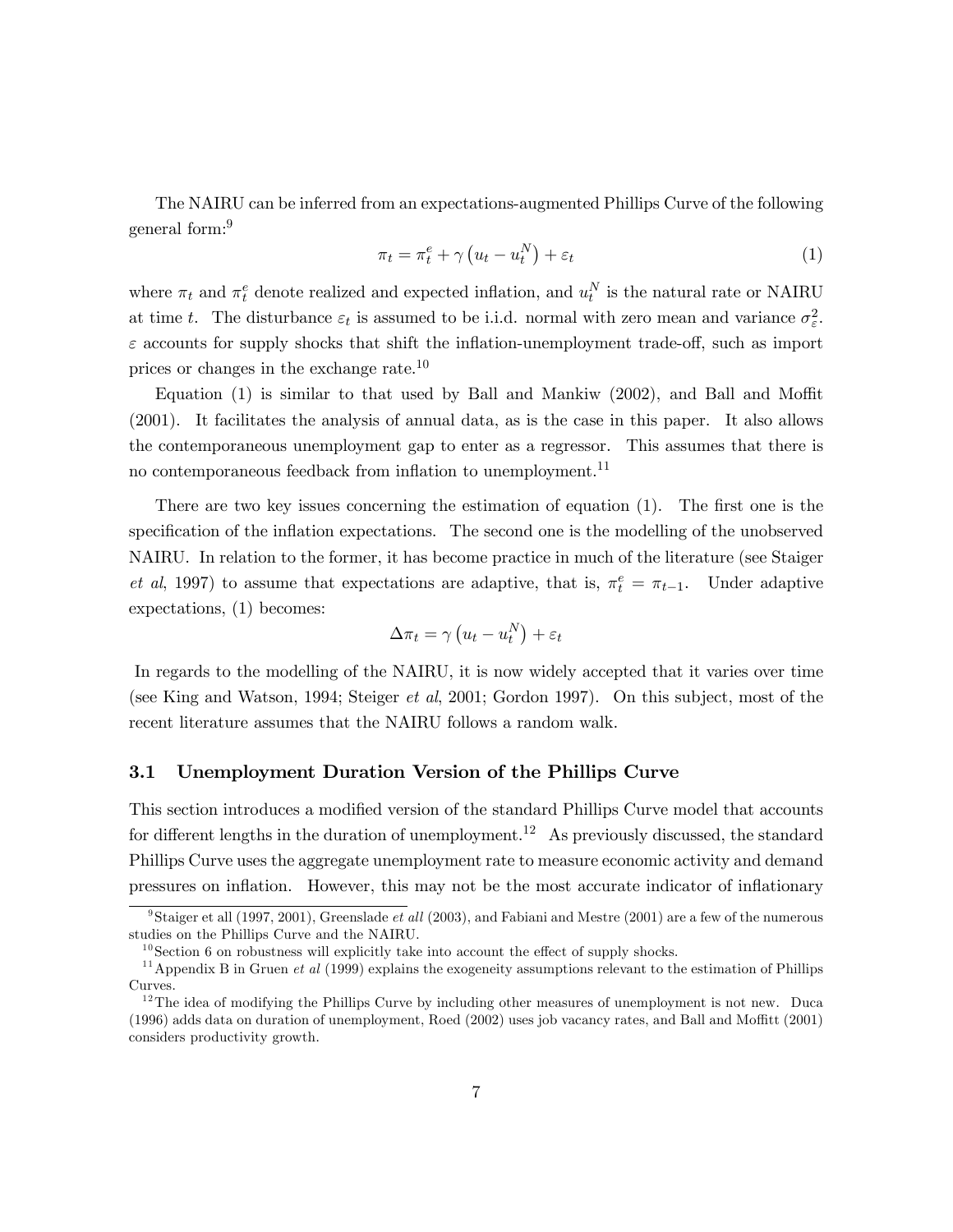The NAIRU can be inferred from an expectations-augmented Phillips Curve of the following general form:[9]

$$\pi_t = \pi_t^e + \gamma \left( u_t - u_t^N \right) + \varepsilon_t \tag{1}$$

where $\pi_t$ and $\pi_t^e$ denote realized and expected inflation, and $u_t^N$ is the natural rate or NAIRU at time $t$. The disturbance $\varepsilon_t$ is assumed to be i.i.d. normal with zero mean and variance $\sigma_\varepsilon^2$. $\varepsilon$ accounts for supply shocks that shift the inflation-unemployment trade-off, such as import prices or changes in the exchange rate.[10]

Equation (1) is similar to that used by Ball and Mankiw (2002), and Ball and Moffit (2001). It facilitates the analysis of annual data, as is the case in this paper. It also allows the contemporaneous unemployment gap to enter as a regressor. This assumes that there is no contemporaneous feedback from inflation to unemployment.[11]

There are two key issues concerning the estimation of equation (1). The first one is the specification of the inflation expectations. The second one is the modelling of the unobserved NAIRU. In relation to the former, it has become practice in much of the literature (see Staiger *et al*, 1997) to assume that expectations are adaptive, that is, $\pi_t^e = \pi_{t-1}$. Under adaptive expectations, (1) becomes:

$$\Delta\pi_t = \gamma \left( u_t - u_t^N \right) + \varepsilon_t$$

In regards to the modelling of the NAIRU, it is now widely accepted that it varies over time (see King and Watson, 1994; Steiger *et al*, 2001; Gordon 1997). On this subject, most of the recent literature assumes that the NAIRU follows a random walk.

### 3.1 Unemployment Duration Version of the Phillips Curve

This section introduces a modified version of the standard Phillips Curve model that accounts for different lengths in the duration of unemployment.[12] As previously discussed, the standard Phillips Curve uses the aggregate unemployment rate to measure economic activity and demand pressures on inflation. However, this may not be the most accurate indicator of inflationary

---

[9] Staiger et all (1997, 2001), Greenslade *et all* (2003), and Fabiani and Mestre (2001) are a few of the numerous studies on the Phillips Curve and the NAIRU.

[10] Section 6 on robustness will explicitly take into account the effect of supply shocks.

[11] Appendix B in Gruen *et al* (1999) explains the exogeneity assumptions relevant to the estimation of Phillips Curves.

[12] The idea of modifying the Phillips Curve by including other measures of unemployment is not new. Duca (1996) adds data on duration of unemployment, Roed (2002) uses job vacancy rates, and Ball and Moffitt (2001) considers productivity growth.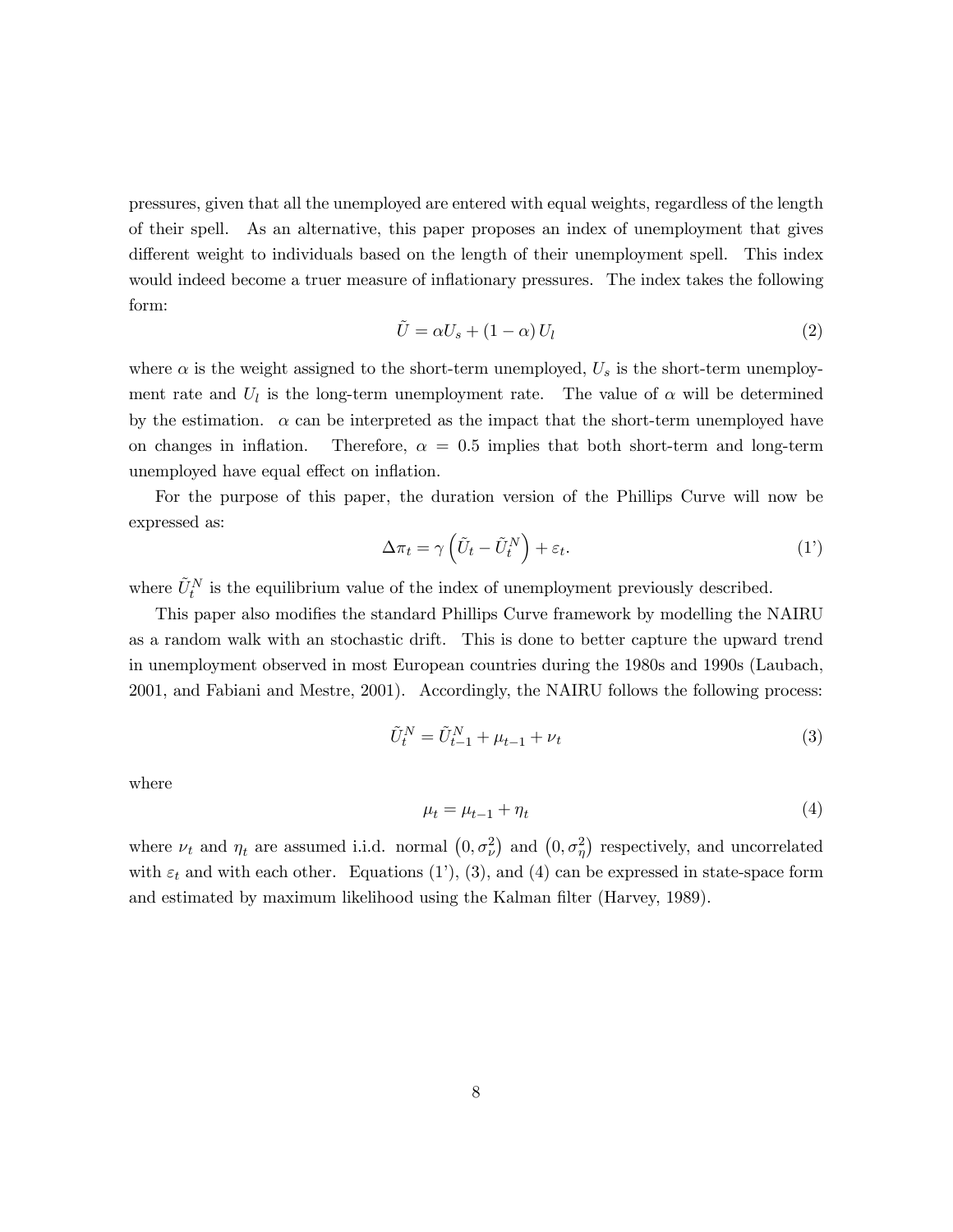pressures, given that all the unemployed are entered with equal weights, regardless of the length of their spell. As an alternative, this paper proposes an index of unemployment that gives different weight to individuals based on the length of their unemployment spell. This index would indeed become a truer measure of inflationary pressures. The index takes the following form:

$$\tilde{U} = \alpha U_s + (1 - \alpha) U_l \tag{2}$$

where $\alpha$ is the weight assigned to the short-term unemployed, $U_s$ is the short-term unemployment rate and $U_l$ is the long-term unemployment rate. The value of $\alpha$ will be determined by the estimation. $\alpha$ can be interpreted as the impact that the short-term unemployed have on changes in inflation. Therefore, $\alpha = 0.5$ implies that both short-term and long-term unemployed have equal effect on inflation.

For the purpose of this paper, the duration version of the Phillips Curve will now be expressed as:

$$\Delta \pi_t = \gamma \left( \tilde{U}_t - \tilde{U}_t^N \right) + \varepsilon_t. \tag{1'}$$

where $\tilde{U}_t^N$ is the equilibrium value of the index of unemployment previously described.

This paper also modifies the standard Phillips Curve framework by modelling the NAIRU as a random walk with an stochastic drift. This is done to better capture the upward trend in unemployment observed in most European countries during the 1980s and 1990s (Laubach, 2001, and Fabiani and Mestre, 2001). Accordingly, the NAIRU follows the following process:

$$\tilde{U}_t^N = \tilde{U}_{t-1}^N + \mu_{t-1} + \nu_t \tag{3}$$

where

$$\mu_t = \mu_{t-1} + \eta_t \tag{4}$$

where $\nu_t$ and $\eta_t$ are assumed i.i.d. normal $\left(0, \sigma_\nu^2\right)$ and $\left(0, \sigma_\eta^2\right)$ respectively, and uncorrelated with $\varepsilon_t$ and with each other. Equations (1'), (3), and (4) can be expressed in state-space form and estimated by maximum likelihood using the Kalman filter (Harvey, 1989).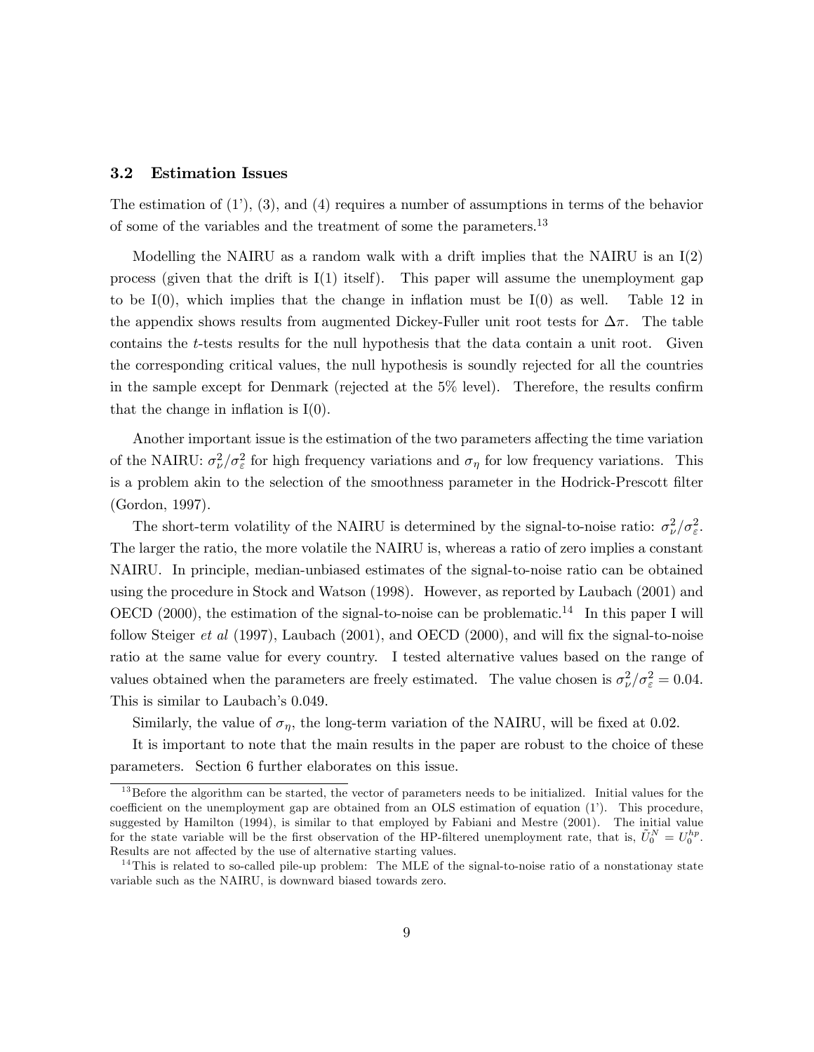### 3.2 Estimation Issues

The estimation of (1'), (3), and (4) requires a number of assumptions in terms of the behavior of some of the variables and the treatment of some the parameters.[13]

Modelling the NAIRU as a random walk with a drift implies that the NAIRU is an I(2) process (given that the drift is I(1) itself). This paper will assume the unemployment gap to be I(0), which implies that the change in inflation must be I(0) as well. Table 12 in the appendix shows results from augmented Dickey-Fuller unit root tests for $\Delta\pi$. The table contains the *t*-tests results for the null hypothesis that the data contain a unit root. Given the corresponding critical values, the null hypothesis is soundly rejected for all the countries in the sample except for Denmark (rejected at the 5% level). Therefore, the results confirm that the change in inflation is I(0).

Another important issue is the estimation of the two parameters affecting the time variation of the NAIRU: $\sigma_\nu^2/\sigma_\varepsilon^2$ for high frequency variations and $\sigma_\eta$ for low frequency variations. This is a problem akin to the selection of the smoothness parameter in the Hodrick-Prescott filter (Gordon, 1997).

The short-term volatility of the NAIRU is determined by the signal-to-noise ratio: $\sigma_\nu^2/\sigma_\varepsilon^2$. The larger the ratio, the more volatile the NAIRU is, whereas a ratio of zero implies a constant NAIRU. In principle, median-unbiased estimates of the signal-to-noise ratio can be obtained using the procedure in Stock and Watson (1998). However, as reported by Laubach (2001) and OECD (2000), the estimation of the signal-to-noise can be problematic.[14] In this paper I will follow Steiger *et al* (1997), Laubach (2001), and OECD (2000), and will fix the signal-to-noise ratio at the same value for every country. I tested alternative values based on the range of values obtained when the parameters are freely estimated. The value chosen is $\sigma_\nu^2/\sigma_\varepsilon^2 = 0.04$. This is similar to Laubach's 0.049.

Similarly, the value of $\sigma_\eta$, the long-term variation of the NAIRU, will be fixed at 0.02.

It is important to note that the main results in the paper are robust to the choice of these parameters. Section 6 further elaborates on this issue.

---

[13] Before the algorithm can be started, the vector of parameters needs to be initialized. Initial values for the coefficient on the unemployment gap are obtained from an OLS estimation of equation (1'). This procedure, suggested by Hamilton (1994), is similar to that employed by Fabiani and Mestre (2001). The initial value for the state variable will be the first observation of the HP-filtered unemployment rate, that is, $\tilde{U}_0^N = U_0^{hp}$. Results are not affected by the use of alternative starting values.

[14] This is related to so-called pile-up problem: The MLE of the signal-to-noise ratio of a nonstationay state variable such as the NAIRU, is downward biased towards zero.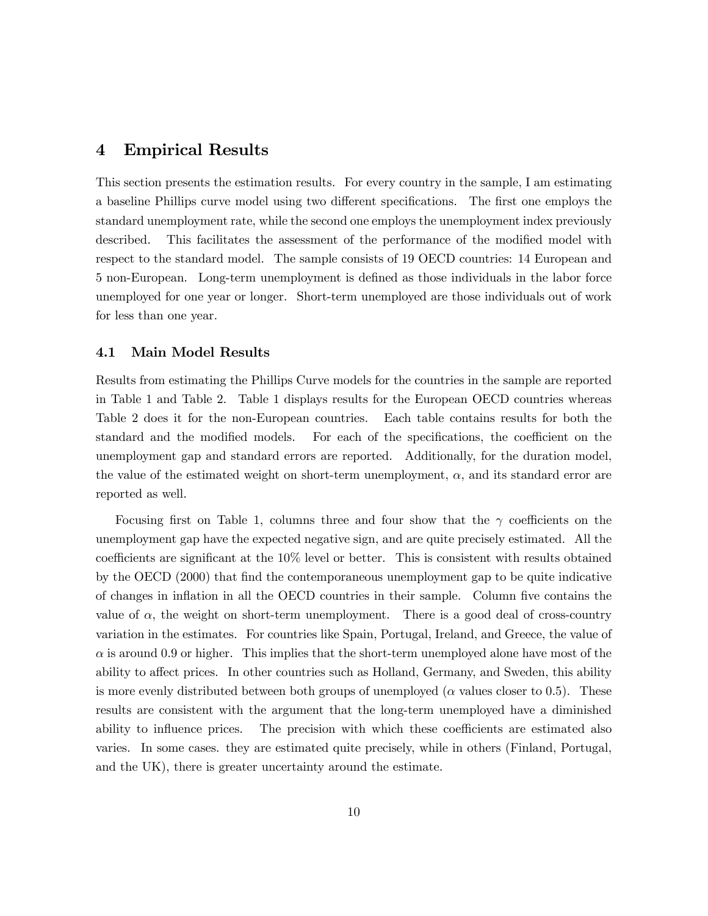# 4 Empirical Results

This section presents the estimation results. For every country in the sample, I am estimating a baseline Phillips curve model using two different specifications. The first one employs the standard unemployment rate, while the second one employs the unemployment index previously described. This facilitates the assessment of the performance of the modified model with respect to the standard model. The sample consists of 19 OECD countries: 14 European and 5 non-European. Long-term unemployment is defined as those individuals in the labor force unemployed for one year or longer. Short-term unemployed are those individuals out of work for less than one year.

## 4.1 Main Model Results

Results from estimating the Phillips Curve models for the countries in the sample are reported in Table 1 and Table 2. Table 1 displays results for the European OECD countries whereas Table 2 does it for the non-European countries. Each table contains results for both the standard and the modified models. For each of the specifications, the coefficient on the unemployment gap and standard errors are reported. Additionally, for the duration model, the value of the estimated weight on short-term unemployment, $\alpha$, and its standard error are reported as well.

Focusing first on Table 1, columns three and four show that the $\gamma$ coefficients on the unemployment gap have the expected negative sign, and are quite precisely estimated. All the coefficients are significant at the 10% level or better. This is consistent with results obtained by the OECD (2000) that find the contemporaneous unemployment gap to be quite indicative of changes in inflation in all the OECD countries in their sample. Column five contains the value of $\alpha$, the weight on short-term unemployment. There is a good deal of cross-country variation in the estimates. For countries like Spain, Portugal, Ireland, and Greece, the value of $\alpha$ is around 0.9 or higher. This implies that the short-term unemployed alone have most of the ability to affect prices. In other countries such as Holland, Germany, and Sweden, this ability is more evenly distributed between both groups of unemployed ($\alpha$ values closer to 0.5). These results are consistent with the argument that the long-term unemployed have a diminished ability to influence prices. The precision with which these coefficients are estimated also varies. In some cases. they are estimated quite precisely, while in others (Finland, Portugal, and the UK), there is greater uncertainty around the estimate.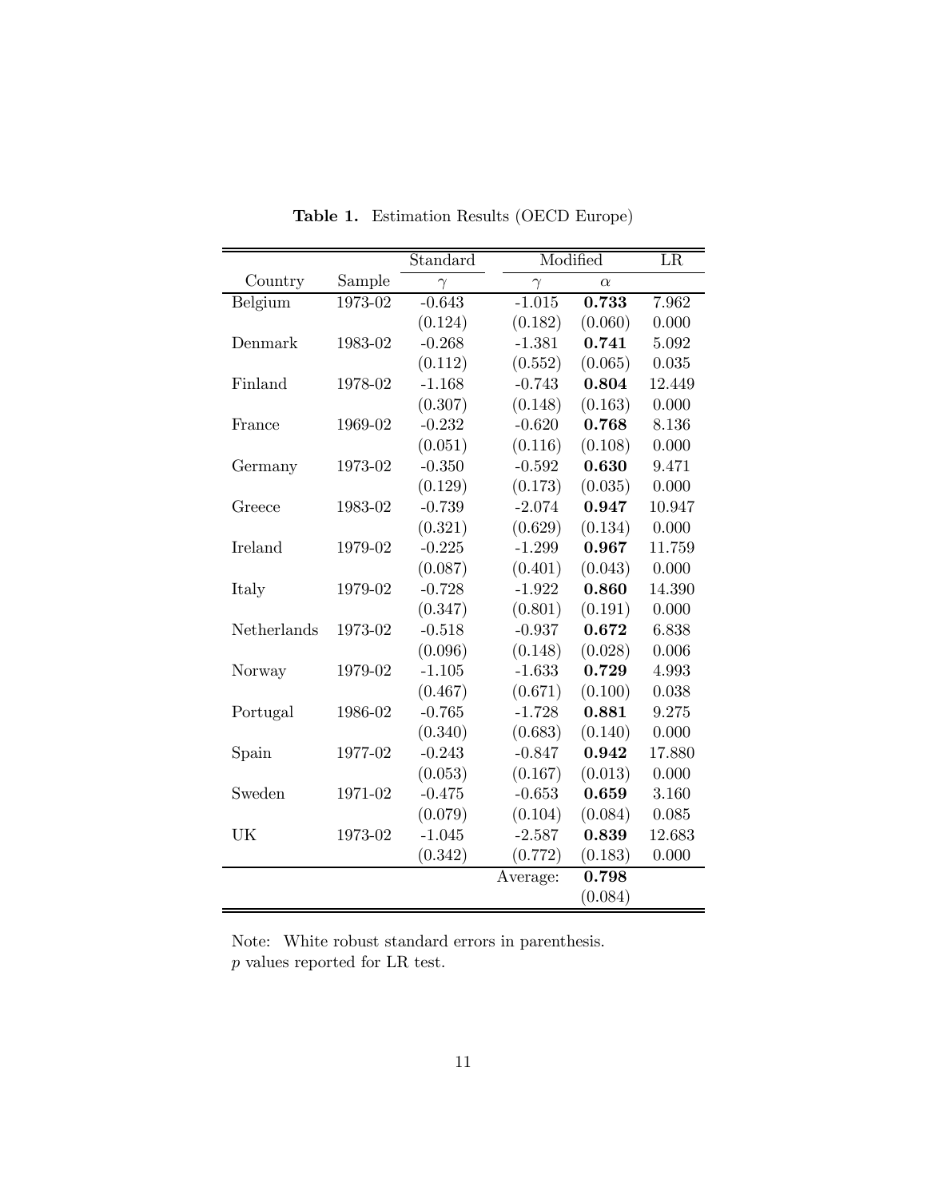**Table 1.** Estimation Results (OECD Europe)

| | | Standard | Modified | | LR |
|---|---|---|---|---|---|
| Country | Sample | $\gamma$ | $\gamma$ | $\alpha$ | |
| Belgium | 1973-02 | -0.643 | -1.015 | **0.733** | 7.962 |
| | | (0.124) | (0.182) | (0.060) | 0.000 |
| Denmark | 1983-02 | -0.268 | -1.381 | **0.741** | 5.092 |
| | | (0.112) | (0.552) | (0.065) | 0.035 |
| Finland | 1978-02 | -1.168 | -0.743 | **0.804** | 12.449 |
| | | (0.307) | (0.148) | (0.163) | 0.000 |
| France | 1969-02 | -0.232 | -0.620 | **0.768** | 8.136 |
| | | (0.051) | (0.116) | (0.108) | 0.000 |
| Germany | 1973-02 | -0.350 | -0.592 | **0.630** | 9.471 |
| | | (0.129) | (0.173) | (0.035) | 0.000 |
| Greece | 1983-02 | -0.739 | -2.074 | **0.947** | 10.947 |
| | | (0.321) | (0.629) | (0.134) | 0.000 |
| Ireland | 1979-02 | -0.225 | -1.299 | **0.967** | 11.759 |
| | | (0.087) | (0.401) | (0.043) | 0.000 |
| Italy | 1979-02 | -0.728 | -1.922 | **0.860** | 14.390 |
| | | (0.347) | (0.801) | (0.191) | 0.000 |
| Netherlands | 1973-02 | -0.518 | -0.937 | **0.672** | 6.838 |
| | | (0.096) | (0.148) | (0.028) | 0.006 |
| Norway | 1979-02 | -1.105 | -1.633 | **0.729** | 4.993 |
| | | (0.467) | (0.671) | (0.100) | 0.038 |
| Portugal | 1986-02 | -0.765 | -1.728 | **0.881** | 9.275 |
| | | (0.340) | (0.683) | (0.140) | 0.000 |
| Spain | 1977-02 | -0.243 | -0.847 | **0.942** | 17.880 |
| | | (0.053) | (0.167) | (0.013) | 0.000 |
| Sweden | 1971-02 | -0.475 | -0.653 | **0.659** | 3.160 |
| | | (0.079) | (0.104) | (0.084) | 0.085 |
| UK | 1973-02 | -1.045 | -2.587 | **0.839** | 12.683 |
| | | (0.342) | (0.772) | (0.183) | 0.000 |
| | | | Average: | **0.798** | |
| | | | | (0.084) | |

Note: White robust standard errors in parenthesis.
$p$ values reported for LR test.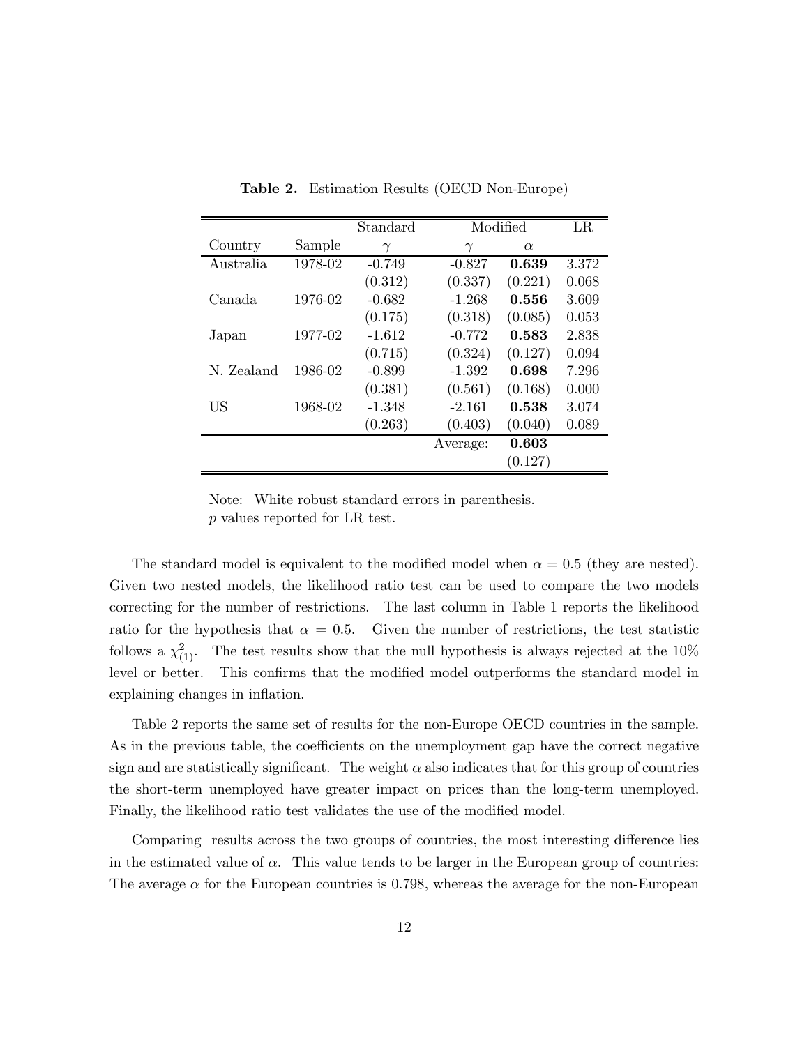**Table 2.** Estimation Results (OECD Non-Europe)

| | | Standard | Modified | | LR |
|---|---|---|---|---|---|
| Country | Sample | $\gamma$ | $\gamma$ | $\alpha$ | |
| Australia | 1978-02 | -0.749 | -0.827 | **0.639** | 3.372 |
| | | (0.312) | (0.337) | (0.221) | 0.068 |
| Canada | 1976-02 | -0.682 | -1.268 | **0.556** | 3.609 |
| | | (0.175) | (0.318) | (0.085) | 0.053 |
| Japan | 1977-02 | -1.612 | -0.772 | **0.583** | 2.838 |
| | | (0.715) | (0.324) | (0.127) | 0.094 |
| N. Zealand | 1986-02 | -0.899 | -1.392 | **0.698** | 7.296 |
| | | (0.381) | (0.561) | (0.168) | 0.000 |
| US | 1968-02 | -1.348 | -2.161 | **0.538** | 3.074 |
| | | (0.263) | (0.403) | (0.040) | 0.089 |
| | | | Average: | **0.603** | |
| | | | | (0.127) | |

Note: White robust standard errors in parenthesis.
$p$ values reported for LR test.

The standard model is equivalent to the modified model when $\alpha = 0.5$ (they are nested). Given two nested models, the likelihood ratio test can be used to compare the two models correcting for the number of restrictions. The last column in Table 1 reports the likelihood ratio for the hypothesis that $\alpha = 0.5$. Given the number of restrictions, the test statistic follows a $\chi^2_{(1)}$. The test results show that the null hypothesis is always rejected at the 10% level or better. This confirms that the modified model outperforms the standard model in explaining changes in inflation.

Table 2 reports the same set of results for the non-Europe OECD countries in the sample. As in the previous table, the coefficients on the unemployment gap have the correct negative sign and are statistically significant. The weight $\alpha$ also indicates that for this group of countries the short-term unemployed have greater impact on prices than the long-term unemployed. Finally, the likelihood ratio test validates the use of the modified model.

Comparing results across the two groups of countries, the most interesting difference lies in the estimated value of $\alpha$. This value tends to be larger in the European group of countries: The average $\alpha$ for the European countries is 0.798, whereas the average for the non-European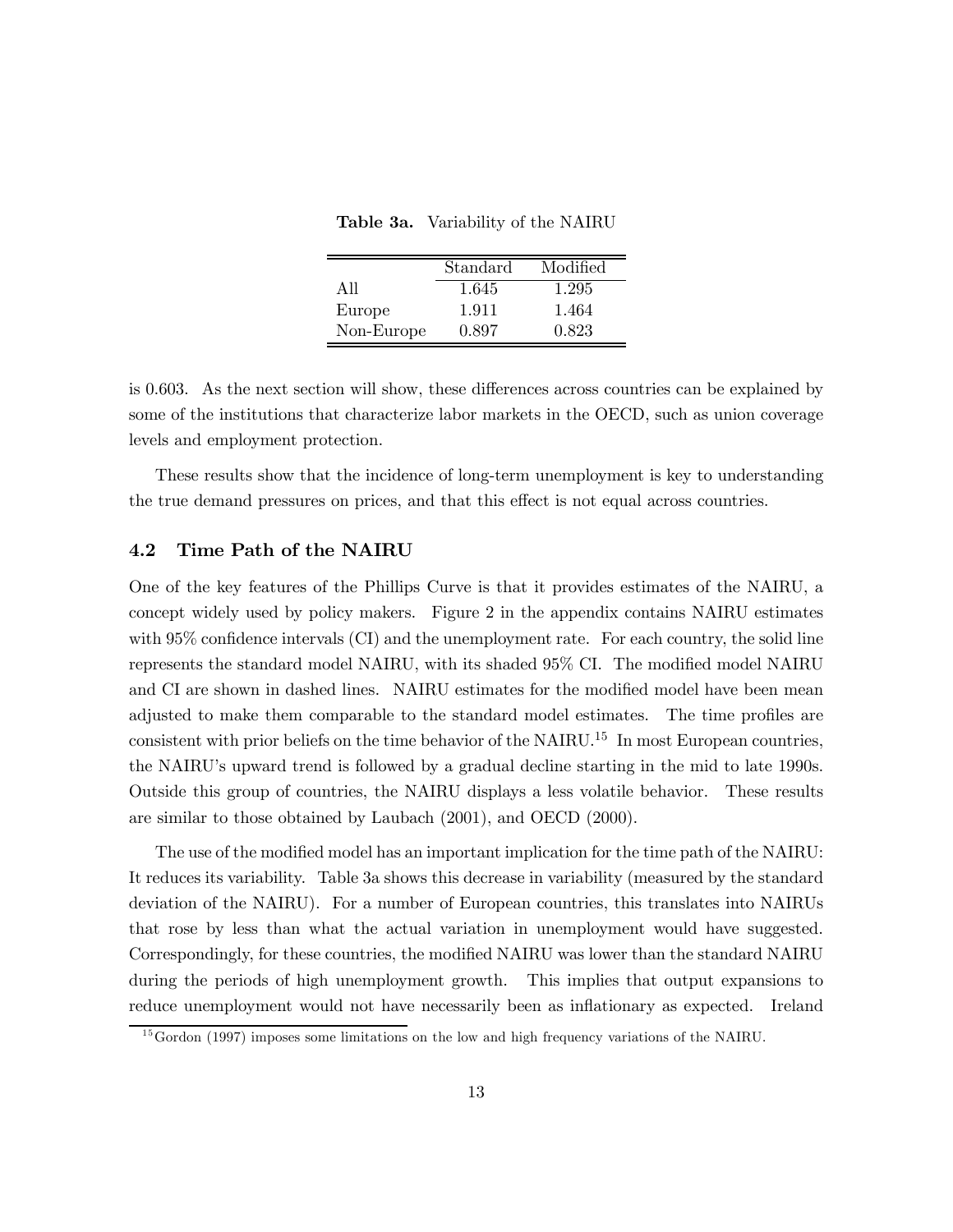**Table 3a.** Variability of the NAIRU

| | Standard | Modified |
|---|---|---|
| All | 1.645 | 1.295 |
| Europe | 1.911 | 1.464 |
| Non-Europe | 0.897 | 0.823 |

is 0.603. As the next section will show, these differences across countries can be explained by some of the institutions that characterize labor markets in the OECD, such as union coverage levels and employment protection.

These results show that the incidence of long-term unemployment is key to understanding the true demand pressures on prices, and that this effect is not equal across countries.

### 4.2 Time Path of the NAIRU

One of the key features of the Phillips Curve is that it provides estimates of the NAIRU, a concept widely used by policy makers. Figure 2 in the appendix contains NAIRU estimates with 95% confidence intervals (CI) and the unemployment rate. For each country, the solid line represents the standard model NAIRU, with its shaded 95% CI. The modified model NAIRU and CI are shown in dashed lines. NAIRU estimates for the modified model have been mean adjusted to make them comparable to the standard model estimates. The time profiles are consistent with prior beliefs on the time behavior of the NAIRU.[15] In most European countries, the NAIRU's upward trend is followed by a gradual decline starting in the mid to late 1990s. Outside this group of countries, the NAIRU displays a less volatile behavior. These results are similar to those obtained by Laubach (2001), and OECD (2000).

The use of the modified model has an important implication for the time path of the NAIRU: It reduces its variability. Table 3a shows this decrease in variability (measured by the standard deviation of the NAIRU). For a number of European countries, this translates into NAIRUs that rose by less than what the actual variation in unemployment would have suggested. Correspondingly, for these countries, the modified NAIRU was lower than the standard NAIRU during the periods of high unemployment growth. This implies that output expansions to reduce unemployment would not have necessarily been as inflationary as expected. Ireland

[15] Gordon (1997) imposes some limitations on the low and high frequency variations of the NAIRU.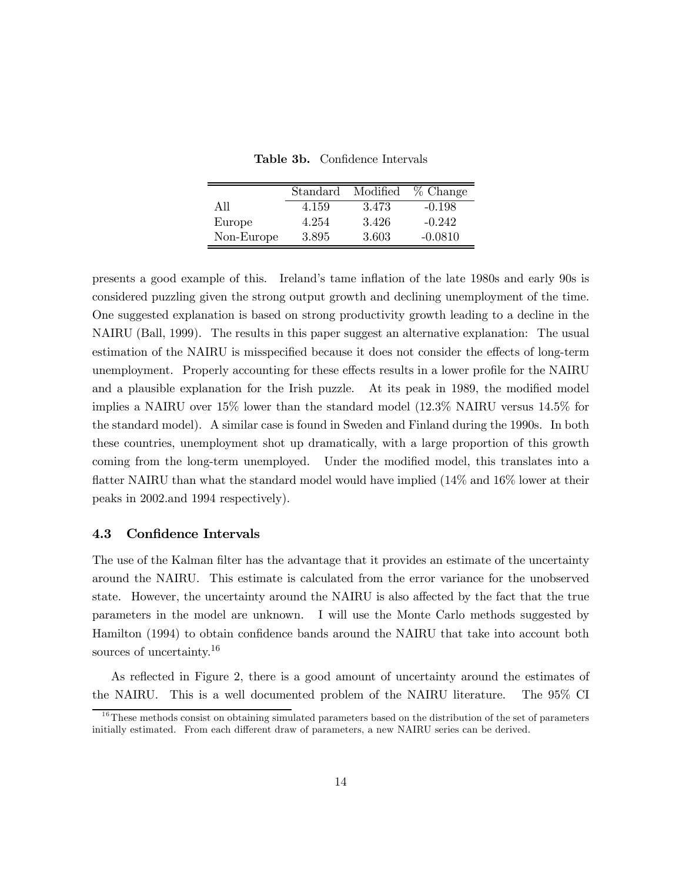**Table 3b.** Confidence Intervals

| | Standard | Modified | % Change |
|---|---|---|---|
| All | 4.159 | 3.473 | -0.198 |
| Europe | 4.254 | 3.426 | -0.242 |
| Non-Europe | 3.895 | 3.603 | -0.0810 |

presents a good example of this. Ireland's tame inflation of the late 1980s and early 90s is considered puzzling given the strong output growth and declining unemployment of the time. One suggested explanation is based on strong productivity growth leading to a decline in the NAIRU (Ball, 1999). The results in this paper suggest an alternative explanation: The usual estimation of the NAIRU is misspecified because it does not consider the effects of long-term unemployment. Properly accounting for these effects results in a lower profile for the NAIRU and a plausible explanation for the Irish puzzle. At its peak in 1989, the modified model implies a NAIRU over 15% lower than the standard model (12.3% NAIRU versus 14.5% for the standard model). A similar case is found in Sweden and Finland during the 1990s. In both these countries, unemployment shot up dramatically, with a large proportion of this growth coming from the long-term unemployed. Under the modified model, this translates into a flatter NAIRU than what the standard model would have implied (14% and 16% lower at their peaks in 2002.and 1994 respectively).

### 4.3 Confidence Intervals

The use of the Kalman filter has the advantage that it provides an estimate of the uncertainty around the NAIRU. This estimate is calculated from the error variance for the unobserved state. However, the uncertainty around the NAIRU is also affected by the fact that the true parameters in the model are unknown. I will use the Monte Carlo methods suggested by Hamilton (1994) to obtain confidence bands around the NAIRU that take into account both sources of uncertainty.[16]

As reflected in Figure 2, there is a good amount of uncertainty around the estimates of the NAIRU. This is a well documented problem of the NAIRU literature. The 95% CI

[16] These methods consist on obtaining simulated parameters based on the distribution of the set of parameters initially estimated. From each different draw of parameters, a new NAIRU series can be derived.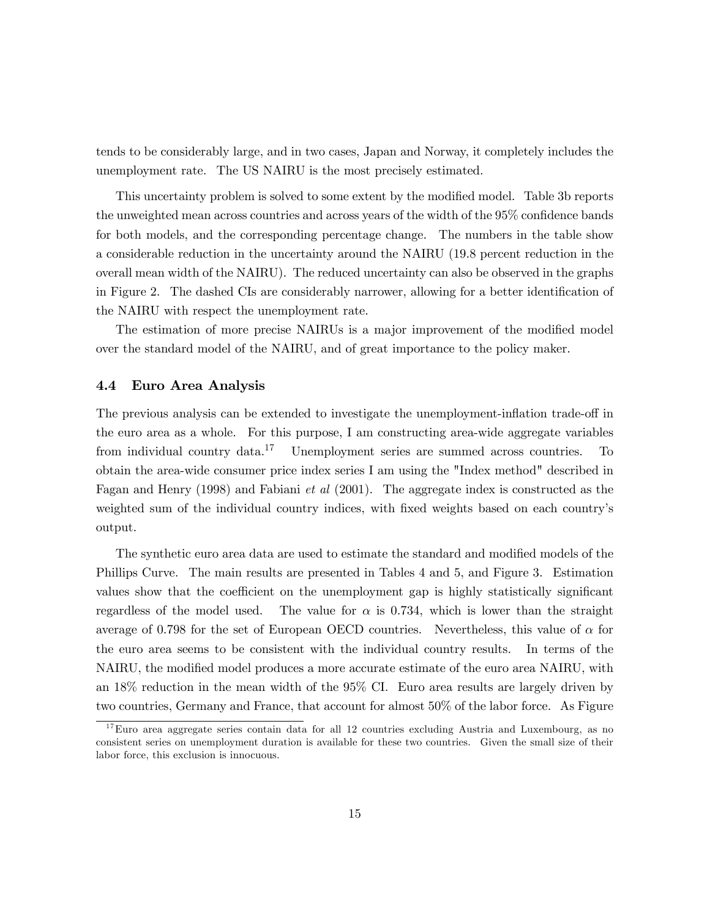tends to be considerably large, and in two cases, Japan and Norway, it completely includes the unemployment rate. The US NAIRU is the most precisely estimated.

This uncertainty problem is solved to some extent by the modified model. Table 3b reports the unweighted mean across countries and across years of the width of the 95% confidence bands for both models, and the corresponding percentage change. The numbers in the table show a considerable reduction in the uncertainty around the NAIRU (19.8 percent reduction in the overall mean width of the NAIRU). The reduced uncertainty can also be observed in the graphs in Figure 2. The dashed CIs are considerably narrower, allowing for a better identification of the NAIRU with respect the unemployment rate.

The estimation of more precise NAIRUs is a major improvement of the modified model over the standard model of the NAIRU, and of great importance to the policy maker.

### 4.4 Euro Area Analysis

The previous analysis can be extended to investigate the unemployment-inflation trade-off in the euro area as a whole. For this purpose, I am constructing area-wide aggregate variables from individual country data.[17] Unemployment series are summed across countries. To obtain the area-wide consumer price index series I am using the "Index method" described in Fagan and Henry (1998) and Fabiani *et al* (2001). The aggregate index is constructed as the weighted sum of the individual country indices, with fixed weights based on each country's output.

The synthetic euro area data are used to estimate the standard and modified models of the Phillips Curve. The main results are presented in Tables 4 and 5, and Figure 3. Estimation values show that the coefficient on the unemployment gap is highly statistically significant regardless of the model used. The value for $\alpha$ is 0.734, which is lower than the straight average of 0.798 for the set of European OECD countries. Nevertheless, this value of $\alpha$ for the euro area seems to be consistent with the individual country results. In terms of the NAIRU, the modified model produces a more accurate estimate of the euro area NAIRU, with an 18% reduction in the mean width of the 95% CI. Euro area results are largely driven by two countries, Germany and France, that account for almost 50% of the labor force. As Figure

[17] Euro area aggregate series contain data for all 12 countries excluding Austria and Luxembourg, as no consistent series on unemployment duration is available for these two countries. Given the small size of their labor force, this exclusion is innocuous.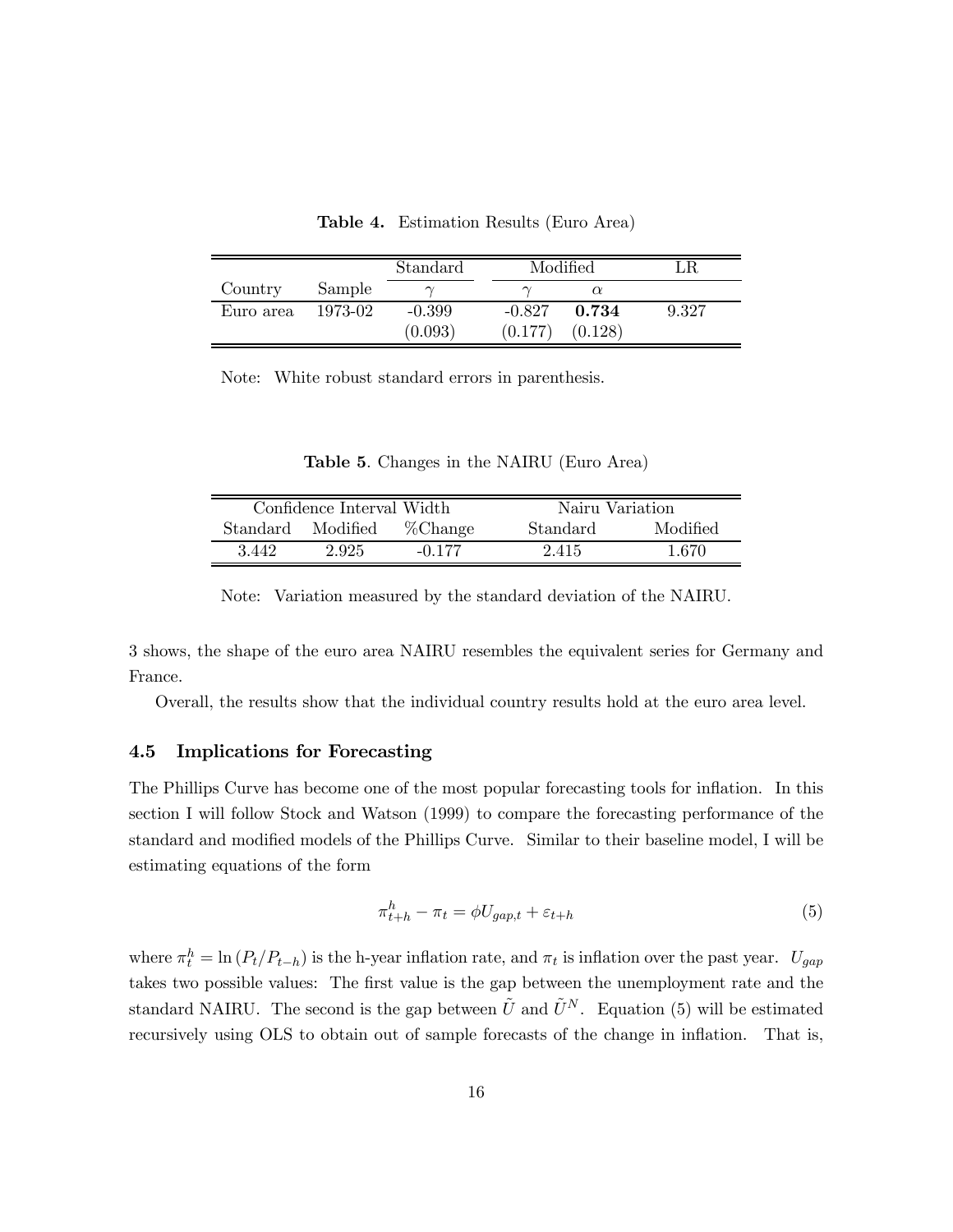**Table 4.** Estimation Results (Euro Area)

| | | Standard | Modified | | LR |
|---|---|---|---|---|---|
| Country | Sample | $\gamma$ | $\gamma$ | $\alpha$ | |
| Euro area | 1973-02 | -0.399 | -0.827 | **0.734** | 9.327 |
| | | (0.093) | (0.177) | (0.128) | |

Note: White robust standard errors in parenthesis.

**Table 5**. Changes in the NAIRU (Euro Area)

| Confidence Interval Width | | | Nairu Variation | |
|---|---|---|---|---|
| Standard | Modified | %Change | Standard | Modified |
| 3.442 | 2.925 | -0.177 | 2.415 | 1.670 |

Note: Variation measured by the standard deviation of the NAIRU.

3 shows, the shape of the euro area NAIRU resembles the equivalent series for Germany and France.

Overall, the results show that the individual country results hold at the euro area level.

### 4.5 Implications for Forecasting

The Phillips Curve has become one of the most popular forecasting tools for inflation. In this section I will follow Stock and Watson (1999) to compare the forecasting performance of the standard and modified models of the Phillips Curve. Similar to their baseline model, I will be estimating equations of the form

$$\pi^h_{t+h} - \pi_t = \phi U_{gap,t} + \varepsilon_{t+h} \tag{5}$$

where $\pi^h_t = \ln(P_t/P_{t-h})$ is the h-year inflation rate, and $\pi_t$ is inflation over the past year. $U_{gap}$ takes two possible values: The first value is the gap between the unemployment rate and the standard NAIRU. The second is the gap between $\tilde{U}$ and $\tilde{U}^N$. Equation (5) will be estimated recursively using OLS to obtain out of sample forecasts of the change in inflation. That is,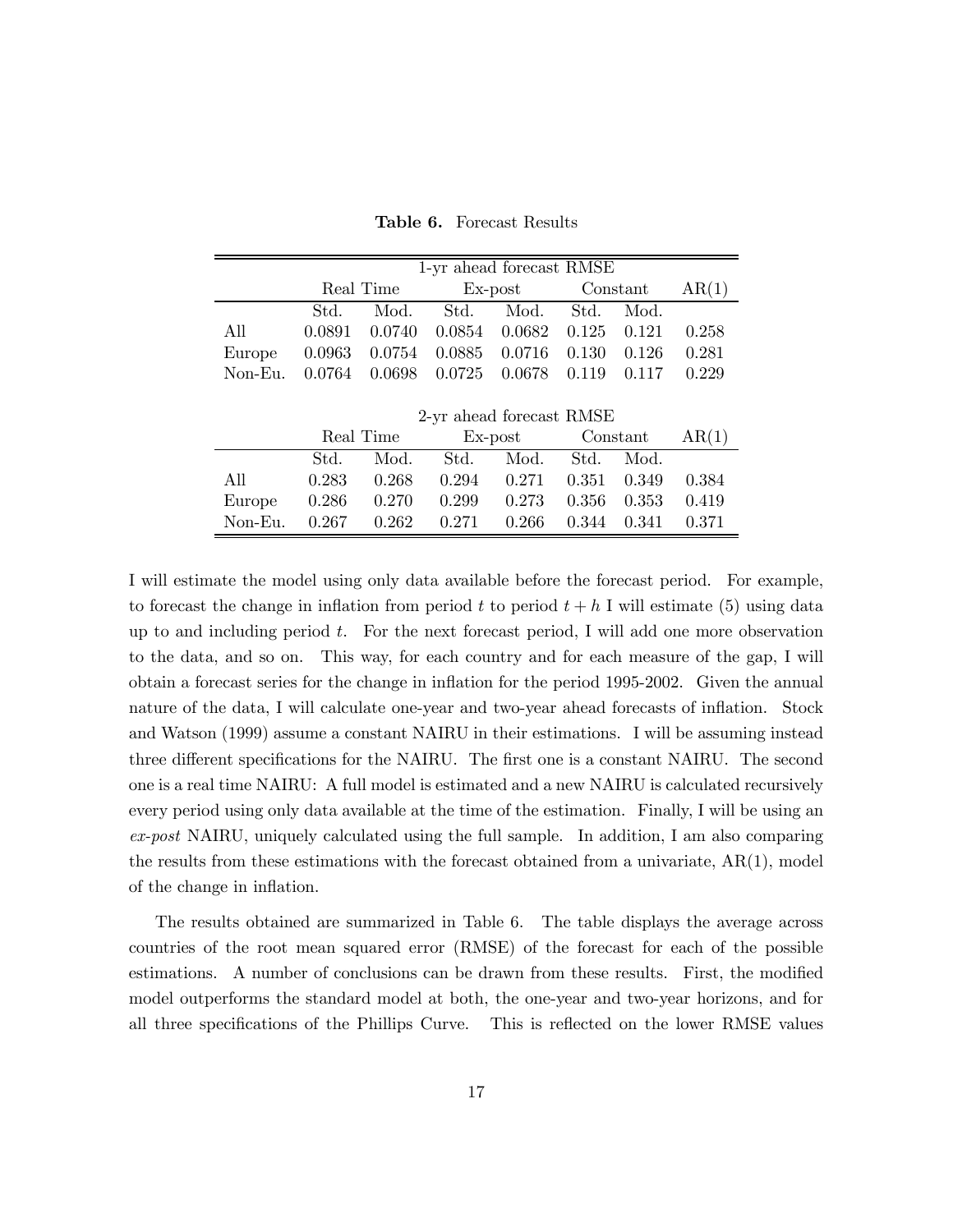**Table 6.** Forecast Results

| | 1-yr ahead forecast RMSE | | | | | | |
|---|---|---|---|---|---|---|---|
| | Real Time | | Ex-post | | Constant | | AR(1) |
| | Std. | Mod. | Std. | Mod. | Std. | Mod. | |
| All | 0.0891 | 0.0740 | 0.0854 | 0.0682 | 0.125 | 0.121 | 0.258 |
| Europe | 0.0963 | 0.0754 | 0.0885 | 0.0716 | 0.130 | 0.126 | 0.281 |
| Non-Eu. | 0.0764 | 0.0698 | 0.0725 | 0.0678 | 0.119 | 0.117 | 0.229 |
| | **2-yr ahead forecast RMSE** | | | | | | |
| | Real Time | | Ex-post | | Constant | | AR(1) |
| | Std. | Mod. | Std. | Mod. | Std. | Mod. | |
| All | 0.283 | 0.268 | 0.294 | 0.271 | 0.351 | 0.349 | 0.384 |
| Europe | 0.286 | 0.270 | 0.299 | 0.273 | 0.356 | 0.353 | 0.419 |
| Non-Eu. | 0.267 | 0.262 | 0.271 | 0.266 | 0.344 | 0.341 | 0.371 |

I will estimate the model using only data available before the forecast period. For example, to forecast the change in inflation from period $t$ to period $t + h$ I will estimate (5) using data up to and including period $t$. For the next forecast period, I will add one more observation to the data, and so on. This way, for each country and for each measure of the gap, I will obtain a forecast series for the change in inflation for the period 1995-2002. Given the annual nature of the data, I will calculate one-year and two-year ahead forecasts of inflation. Stock and Watson (1999) assume a constant NAIRU in their estimations. I will be assuming instead three different specifications for the NAIRU. The first one is a constant NAIRU. The second one is a real time NAIRU: A full model is estimated and a new NAIRU is calculated recursively every period using only data available at the time of the estimation. Finally, I will be using an *ex-post* NAIRU, uniquely calculated using the full sample. In addition, I am also comparing the results from these estimations with the forecast obtained from a univariate, AR(1), model of the change in inflation.

The results obtained are summarized in Table 6. The table displays the average across countries of the root mean squared error (RMSE) of the forecast for each of the possible estimations. A number of conclusions can be drawn from these results. First, the modified model outperforms the standard model at both, the one-year and two-year horizons, and for all three specifications of the Phillips Curve. This is reflected on the lower RMSE values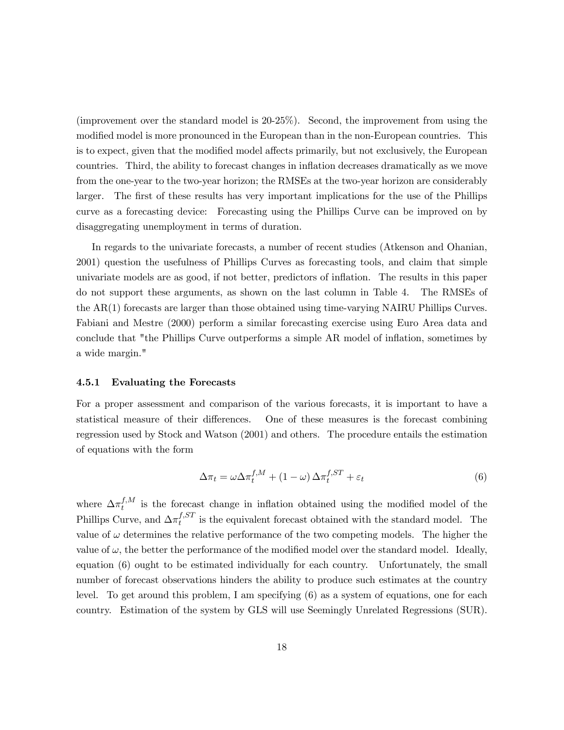(improvement over the standard model is 20-25%). Second, the improvement from using the modified model is more pronounced in the European than in the non-European countries. This is to expect, given that the modified model affects primarily, but not exclusively, the European countries. Third, the ability to forecast changes in inflation decreases dramatically as we move from the one-year to the two-year horizon; the RMSEs at the two-year horizon are considerably larger. The first of these results has very important implications for the use of the Phillips curve as a forecasting device: Forecasting using the Phillips Curve can be improved on by disaggregating unemployment in terms of duration.

In regards to the univariate forecasts, a number of recent studies (Atkenson and Ohanian, 2001) question the usefulness of Phillips Curves as forecasting tools, and claim that simple univariate models are as good, if not better, predictors of inflation. The results in this paper do not support these arguments, as shown on the last column in Table 4. The RMSEs of the AR(1) forecasts are larger than those obtained using time-varying NAIRU Phillips Curves. Fabiani and Mestre (2000) perform a similar forecasting exercise using Euro Area data and conclude that "the Phillips Curve outperforms a simple AR model of inflation, sometimes by a wide margin."

#### 4.5.1 Evaluating the Forecasts

For a proper assessment and comparison of the various forecasts, it is important to have a statistical measure of their differences. One of these measures is the forecast combining regression used by Stock and Watson (2001) and others. The procedure entails the estimation of equations with the form

$$\Delta\pi_t = \omega\Delta\pi_t^{f,M} + (1-\omega)\,\Delta\pi_t^{f,ST} + \varepsilon_t \tag{6}$$

where $\Delta\pi_t^{f,M}$ is the forecast change in inflation obtained using the modified model of the Phillips Curve, and $\Delta\pi_t^{f,ST}$ is the equivalent forecast obtained with the standard model. The value of $\omega$ determines the relative performance of the two competing models. The higher the value of $\omega$, the better the performance of the modified model over the standard model. Ideally, equation (6) ought to be estimated individually for each country. Unfortunately, the small number of forecast observations hinders the ability to produce such estimates at the country level. To get around this problem, I am specifying (6) as a system of equations, one for each country. Estimation of the system by GLS will use Seemingly Unrelated Regressions (SUR).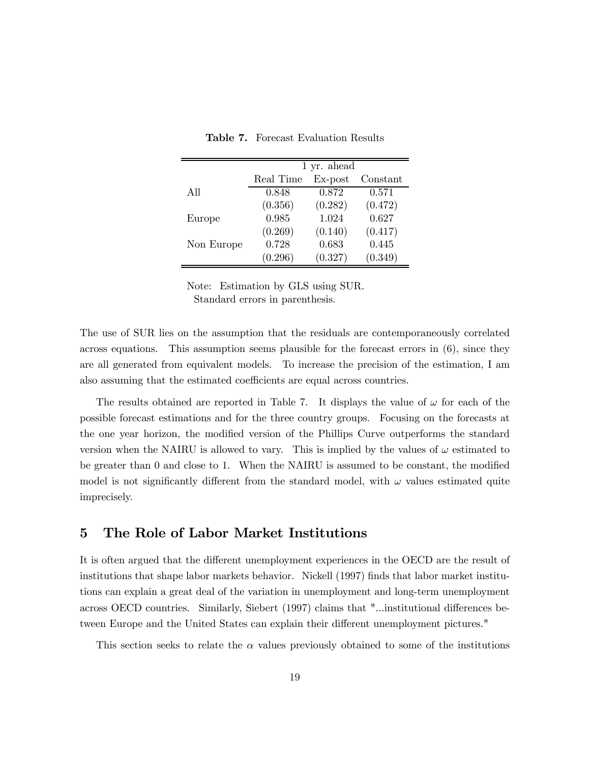**Table 7.** Forecast Evaluation Results

| | 1 yr. ahead | | |
|---|---|---|---|
| | Real Time | Ex-post | Constant |
| All | 0.848 | 0.872 | 0.571 |
| | (0.356) | (0.282) | (0.472) |
| Europe | 0.985 | 1.024 | 0.627 |
| | (0.269) | (0.140) | (0.417) |
| Non Europe | 0.728 | 0.683 | 0.445 |
| | (0.296) | (0.327) | (0.349) |

Note: Estimation by GLS using SUR.
Standard errors in parenthesis.

The use of SUR lies on the assumption that the residuals are contemporaneously correlated across equations. This assumption seems plausible for the forecast errors in (6), since they are all generated from equivalent models. To increase the precision of the estimation, I am also assuming that the estimated coefficients are equal across countries.

The results obtained are reported in Table 7. It displays the value of $\omega$ for each of the possible forecast estimations and for the three country groups. Focusing on the forecasts at the one year horizon, the modified version of the Phillips Curve outperforms the standard version when the NAIRU is allowed to vary. This is implied by the values of $\omega$ estimated to be greater than 0 and close to 1. When the NAIRU is assumed to be constant, the modified model is not significantly different from the standard model, with $\omega$ values estimated quite imprecisely.

## 5 The Role of Labor Market Institutions

It is often argued that the different unemployment experiences in the OECD are the result of institutions that shape labor markets behavior. Nickell (1997) finds that labor market institutions can explain a great deal of the variation in unemployment and long-term unemployment across OECD countries. Similarly, Siebert (1997) claims that "...institutional differences between Europe and the United States can explain their different unemployment pictures."

This section seeks to relate the $\alpha$ values previously obtained to some of the institutions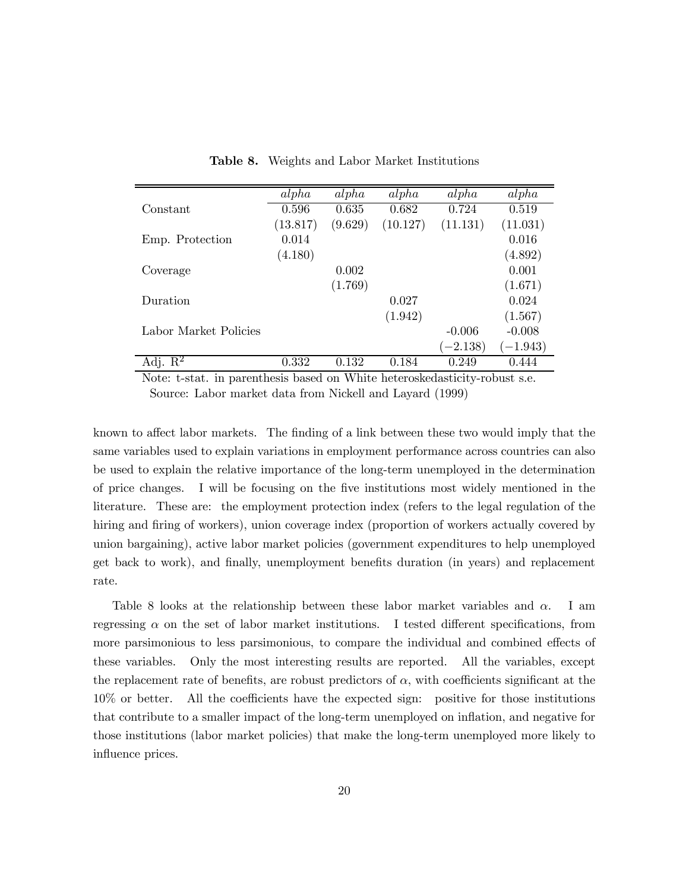**Table 8.** Weights and Labor Market Institutions

| | *alpha* | *alpha* | *alpha* | *alpha* | *alpha* |
|---|---|---|---|---|---|
| Constant | 0.596 | 0.635 | 0.682 | 0.724 | 0.519 |
| | (13.817) | (9.629) | (10.127) | (11.131) | (11.031) |
| Emp. Protection | 0.014 | | | | 0.016 |
| | (4.180) | | | | (4.892) |
| Coverage | | 0.002 | | | 0.001 |
| | | (1.769) | | | (1.671) |
| Duration | | | 0.027 | | 0.024 |
| | | | (1.942) | | (1.567) |
| Labor Market Policies | | | | -0.006 | -0.008 |
| | | | | $(-2.138)$ | $(-1.943)$ |
| Adj. $R^2$ | 0.332 | 0.132 | 0.184 | 0.249 | 0.444 |

Note: t-stat. in parenthesis based on White heteroskedasticity-robust s.e.
Source: Labor market data from Nickell and Layard (1999)

known to affect labor markets. The finding of a link between these two would imply that the same variables used to explain variations in employment performance across countries can also be used to explain the relative importance of the long-term unemployed in the determination of price changes. I will be focusing on the five institutions most widely mentioned in the literature. These are: the employment protection index (refers to the legal regulation of the hiring and firing of workers), union coverage index (proportion of workers actually covered by union bargaining), active labor market policies (government expenditures to help unemployed get back to work), and finally, unemployment benefits duration (in years) and replacement rate.

Table 8 looks at the relationship between these labor market variables and $\alpha$. I am regressing $\alpha$ on the set of labor market institutions. I tested different specifications, from more parsimonious to less parsimonious, to compare the individual and combined effects of these variables. Only the most interesting results are reported. All the variables, except the replacement rate of benefits, are robust predictors of $\alpha$, with coefficients significant at the 10% or better. All the coefficients have the expected sign: positive for those institutions that contribute to a smaller impact of the long-term unemployed on inflation, and negative for those institutions (labor market policies) that make the long-term unemployed more likely to influence prices.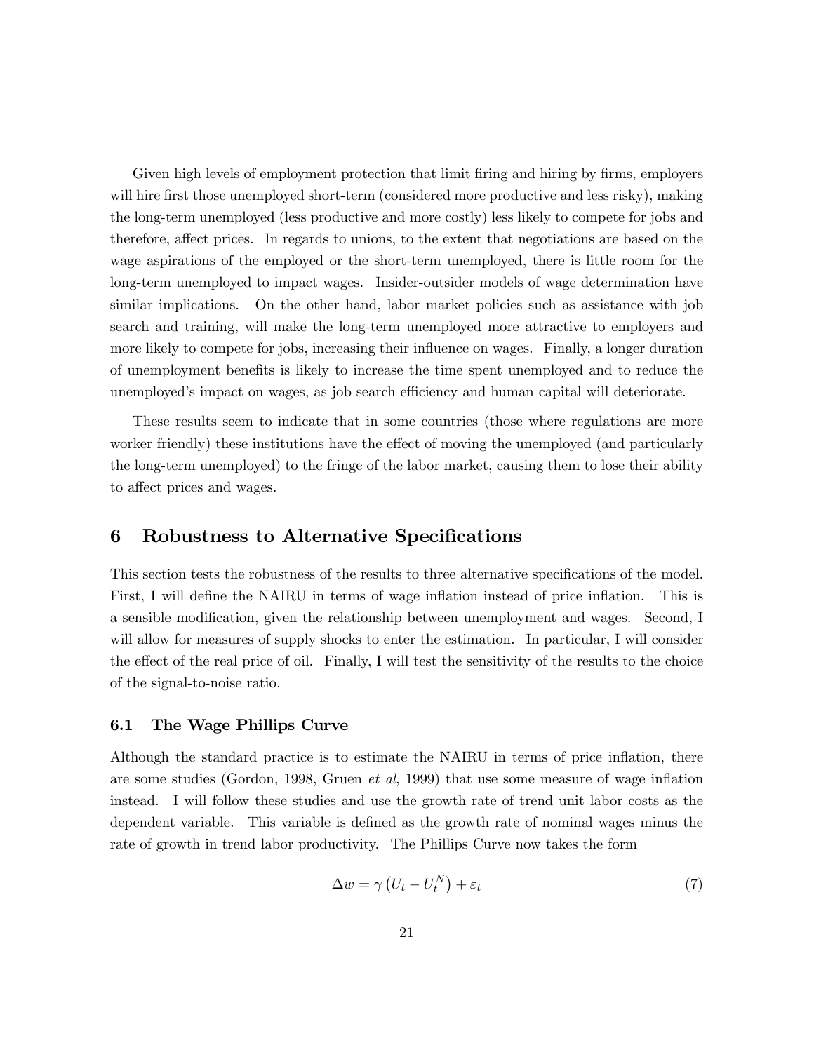Given high levels of employment protection that limit firing and hiring by firms, employers will hire first those unemployed short-term (considered more productive and less risky), making the long-term unemployed (less productive and more costly) less likely to compete for jobs and therefore, affect prices. In regards to unions, to the extent that negotiations are based on the wage aspirations of the employed or the short-term unemployed, there is little room for the long-term unemployed to impact wages. Insider-outsider models of wage determination have similar implications. On the other hand, labor market policies such as assistance with job search and training, will make the long-term unemployed more attractive to employers and more likely to compete for jobs, increasing their influence on wages. Finally, a longer duration of unemployment benefits is likely to increase the time spent unemployed and to reduce the unemployed's impact on wages, as job search efficiency and human capital will deteriorate.

These results seem to indicate that in some countries (those where regulations are more worker friendly) these institutions have the effect of moving the unemployed (and particularly the long-term unemployed) to the fringe of the labor market, causing them to lose their ability to affect prices and wages.

# 6 Robustness to Alternative Specifications

This section tests the robustness of the results to three alternative specifications of the model. First, I will define the NAIRU in terms of wage inflation instead of price inflation. This is a sensible modification, given the relationship between unemployment and wages. Second, I will allow for measures of supply shocks to enter the estimation. In particular, I will consider the effect of the real price of oil. Finally, I will test the sensitivity of the results to the choice of the signal-to-noise ratio.

## 6.1 The Wage Phillips Curve

Although the standard practice is to estimate the NAIRU in terms of price inflation, there are some studies (Gordon, 1998, Gruen *et al*, 1999) that use some measure of wage inflation instead. I will follow these studies and use the growth rate of trend unit labor costs as the dependent variable. This variable is defined as the growth rate of nominal wages minus the rate of growth in trend labor productivity. The Phillips Curve now takes the form

$$\Delta w = \gamma \left( U_t - U_t^N \right) + \varepsilon_t \tag{7}$$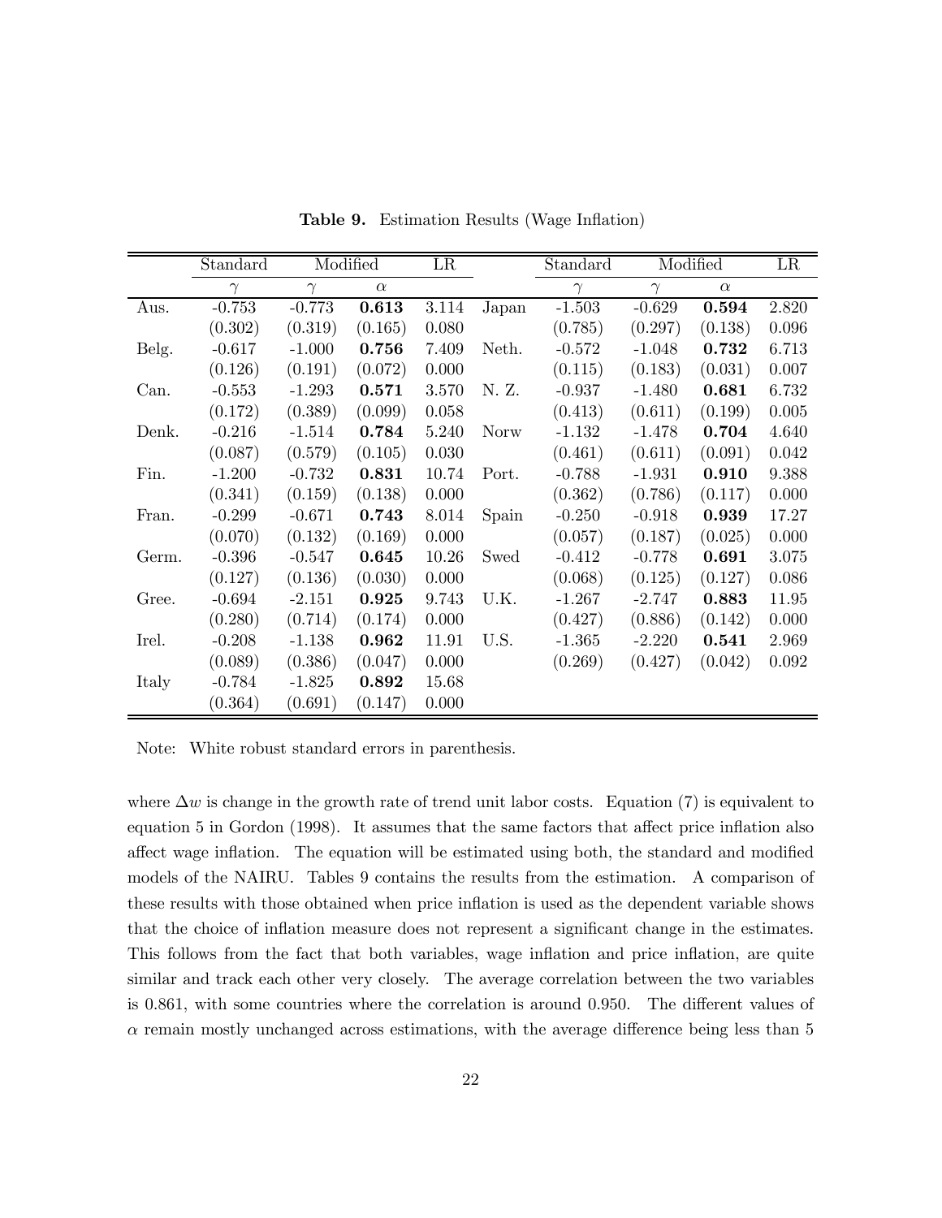**Table 9.** Estimation Results (Wage Inflation)

| | Standard | Modified | | LR | | Standard | Modified | | LR |
|---|---|---|---|---|---|---|---|---|---|
| | $\gamma$ | $\gamma$ | $\alpha$ | | | $\gamma$ | $\gamma$ | $\alpha$ | |
| Aus. | -0.753 | -0.773 | **0.613** | 3.114 | Japan | -1.503 | -0.629 | **0.594** | 2.820 |
| | (0.302) | (0.319) | (0.165) | 0.080 | | (0.785) | (0.297) | (0.138) | 0.096 |
| Belg. | -0.617 | -1.000 | **0.756** | 7.409 | Neth. | -0.572 | -1.048 | **0.732** | 6.713 |
| | (0.126) | (0.191) | (0.072) | 0.000 | | (0.115) | (0.183) | (0.031) | 0.007 |
| Can. | -0.553 | -1.293 | **0.571** | 3.570 | N. Z. | -0.937 | -1.480 | **0.681** | 6.732 |
| | (0.172) | (0.389) | (0.099) | 0.058 | | (0.413) | (0.611) | (0.199) | 0.005 |
| Denk. | -0.216 | -1.514 | **0.784** | 5.240 | Norw | -1.132 | -1.478 | **0.704** | 4.640 |
| | (0.087) | (0.579) | (0.105) | 0.030 | | (0.461) | (0.611) | (0.091) | 0.042 |
| Fin. | -1.200 | -0.732 | **0.831** | 10.74 | Port. | -0.788 | -1.931 | **0.910** | 9.388 |
| | (0.341) | (0.159) | (0.138) | 0.000 | | (0.362) | (0.786) | (0.117) | 0.000 |
| Fran. | -0.299 | -0.671 | **0.743** | 8.014 | Spain | -0.250 | -0.918 | **0.939** | 17.27 |
| | (0.070) | (0.132) | (0.169) | 0.000 | | (0.057) | (0.187) | (0.025) | 0.000 |
| Germ. | -0.396 | -0.547 | **0.645** | 10.26 | Swed | -0.412 | -0.778 | **0.691** | 3.075 |
| | (0.127) | (0.136) | (0.030) | 0.000 | | (0.068) | (0.125) | (0.127) | 0.086 |
| Gree. | -0.694 | -2.151 | **0.925** | 9.743 | U.K. | -1.267 | -2.747 | **0.883** | 11.95 |
| | (0.280) | (0.714) | (0.174) | 0.000 | | (0.427) | (0.886) | (0.142) | 0.000 |
| Irel. | -0.208 | -1.138 | **0.962** | 11.91 | U.S. | -1.365 | -2.220 | **0.541** | 2.969 |
| | (0.089) | (0.386) | (0.047) | 0.000 | | (0.269) | (0.427) | (0.042) | 0.092 |
| Italy | -0.784 | -1.825 | **0.892** | 15.68 | | | | | |
| | (0.364) | (0.691) | (0.147) | 0.000 | | | | | |

Note: White robust standard errors in parenthesis.

where $\Delta w$ is change in the growth rate of trend unit labor costs. Equation (7) is equivalent to equation 5 in Gordon (1998). It assumes that the same factors that affect price inflation also affect wage inflation. The equation will be estimated using both, the standard and modified models of the NAIRU. Tables 9 contains the results from the estimation. A comparison of these results with those obtained when price inflation is used as the dependent variable shows that the choice of inflation measure does not represent a significant change in the estimates. This follows from the fact that both variables, wage inflation and price inflation, are quite similar and track each other very closely. The average correlation between the two variables is 0.861, with some countries where the correlation is around 0.950. The different values of $\alpha$ remain mostly unchanged across estimations, with the average difference being less than 5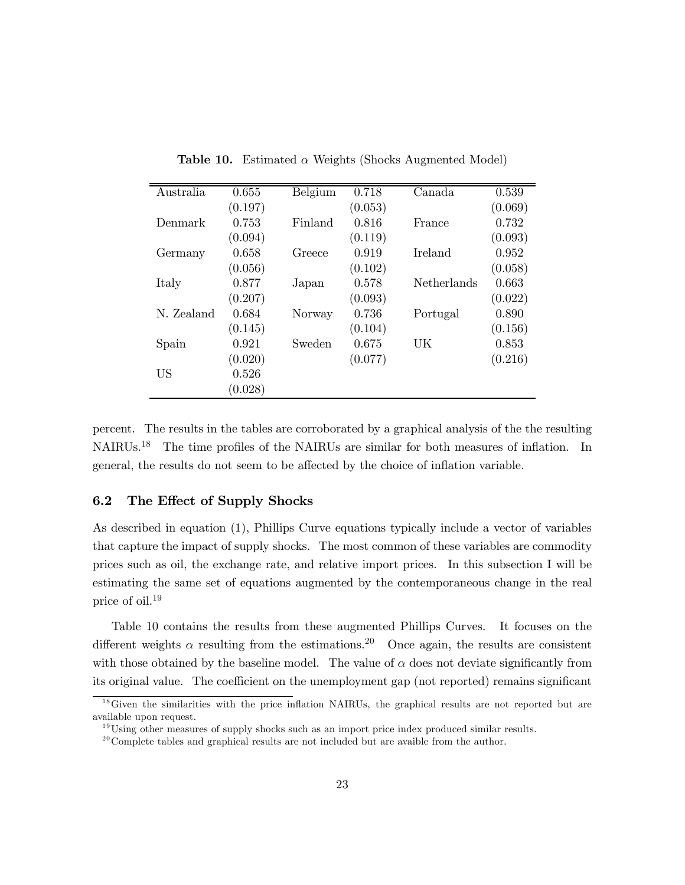**Table 10.** Estimated $\alpha$ Weights (Shocks Augmented Model)

| | | | | | |
|---|---|---|---|---|---|
| Australia | 0.655 | Belgium | 0.718 | Canada | 0.539 |
| | (0.197) | | (0.053) | | (0.069) |
| Denmark | 0.753 | Finland | 0.816 | France | 0.732 |
| | (0.094) | | (0.119) | | (0.093) |
| Germany | 0.658 | Greece | 0.919 | Ireland | 0.952 |
| | (0.056) | | (0.102) | | (0.058) |
| Italy | 0.877 | Japan | 0.578 | Netherlands | 0.663 |
| | (0.207) | | (0.093) | | (0.022) |
| N. Zealand | 0.684 | Norway | 0.736 | Portugal | 0.890 |
| | (0.145) | | (0.104) | | (0.156) |
| Spain | 0.921 | Sweden | 0.675 | UK | 0.853 |
| | (0.020) | | (0.077) | | (0.216) |
| US | 0.526 | | | | |
| | (0.028) | | | | |

percent. The results in the tables are corroborated by a graphical analysis of the the resulting NAIRUs.[18] The time profiles of the NAIRUs are similar for both measures of inflation. In general, the results do not seem to be affected by the choice of inflation variable.

### 6.2 The Effect of Supply Shocks

As described in equation (1), Phillips Curve equations typically include a vector of variables that capture the impact of supply shocks. The most common of these variables are commodity prices such as oil, the exchange rate, and relative import prices. In this subsection I will be estimating the same set of equations augmented by the contemporaneous change in the real price of oil.[19]

Table 10 contains the results from these augmented Phillips Curves. It focuses on the different weights $\alpha$ resulting from the estimations.[20] Once again, the results are consistent with those obtained by the baseline model. The value of $\alpha$ does not deviate significantly from its original value. The coefficient on the unemployment gap (not reported) remains significant

[18] Given the similarities with the price inflation NAIRUs, the graphical results are not reported but are available upon request.

[19] Using other measures of supply shocks such as an import price index produced similar results.

[20] Complete tables and graphical results are not included but are avaible from the author.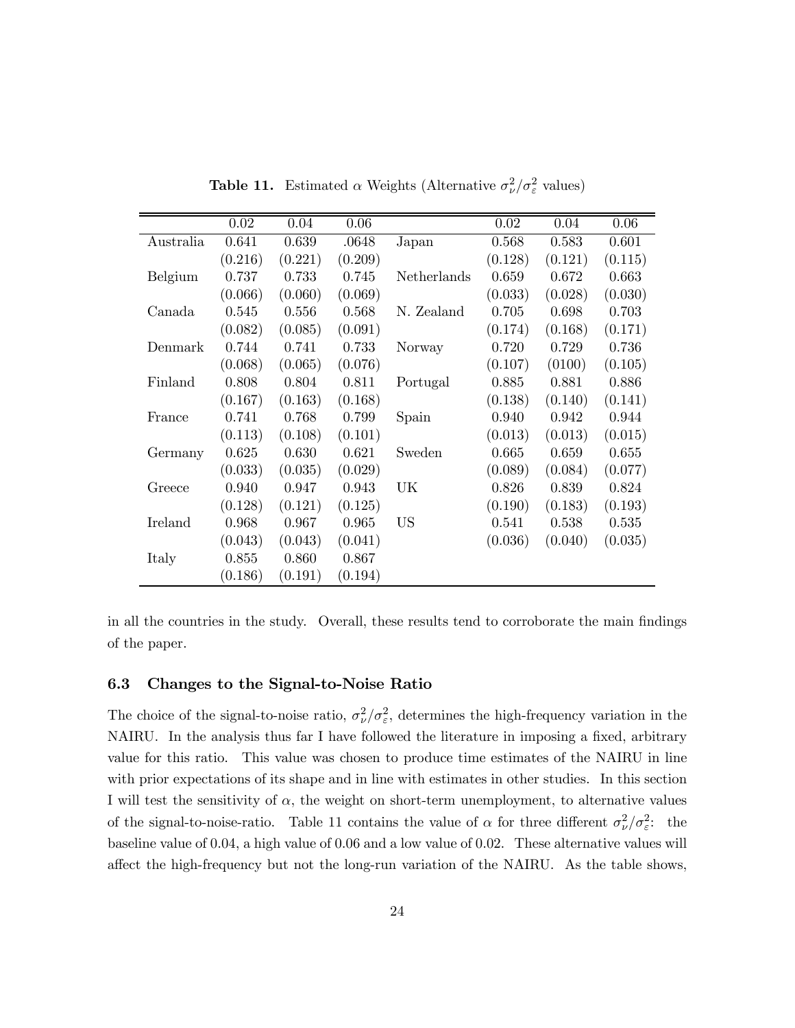**Table 11.** Estimated $\alpha$ Weights (Alternative $\sigma_\nu^2/\sigma_\varepsilon^2$ values)

| | 0.02 | 0.04 | 0.06 | | 0.02 | 0.04 | 0.06 |
|---|---|---|---|---|---|---|---|
| Australia | 0.641 | 0.639 | .0648 | Japan | 0.568 | 0.583 | 0.601 |
| | (0.216) | (0.221) | (0.209) | | (0.128) | (0.121) | (0.115) |
| Belgium | 0.737 | 0.733 | 0.745 | Netherlands | 0.659 | 0.672 | 0.663 |
| | (0.066) | (0.060) | (0.069) | | (0.033) | (0.028) | (0.030) |
| Canada | 0.545 | 0.556 | 0.568 | N. Zealand | 0.705 | 0.698 | 0.703 |
| | (0.082) | (0.085) | (0.091) | | (0.174) | (0.168) | (0.171) |
| Denmark | 0.744 | 0.741 | 0.733 | Norway | 0.720 | 0.729 | 0.736 |
| | (0.068) | (0.065) | (0.076) | | (0.107) | (0100) | (0.105) |
| Finland | 0.808 | 0.804 | 0.811 | Portugal | 0.885 | 0.881 | 0.886 |
| | (0.167) | (0.163) | (0.168) | | (0.138) | (0.140) | (0.141) |
| France | 0.741 | 0.768 | 0.799 | Spain | 0.940 | 0.942 | 0.944 |
| | (0.113) | (0.108) | (0.101) | | (0.013) | (0.013) | (0.015) |
| Germany | 0.625 | 0.630 | 0.621 | Sweden | 0.665 | 0.659 | 0.655 |
| | (0.033) | (0.035) | (0.029) | | (0.089) | (0.084) | (0.077) |
| Greece | 0.940 | 0.947 | 0.943 | UK | 0.826 | 0.839 | 0.824 |
| | (0.128) | (0.121) | (0.125) | | (0.190) | (0.183) | (0.193) |
| Ireland | 0.968 | 0.967 | 0.965 | US | 0.541 | 0.538 | 0.535 |
| | (0.043) | (0.043) | (0.041) | | (0.036) | (0.040) | (0.035) |
| Italy | 0.855 | 0.860 | 0.867 | | | | |
| | (0.186) | (0.191) | (0.194) | | | | |

in all the countries in the study. Overall, these results tend to corroborate the main findings of the paper.

### 6.3 Changes to the Signal-to-Noise Ratio

The choice of the signal-to-noise ratio, $\sigma_\nu^2/\sigma_\varepsilon^2$, determines the high-frequency variation in the NAIRU. In the analysis thus far I have followed the literature in imposing a fixed, arbitrary value for this ratio. This value was chosen to produce time estimates of the NAIRU in line with prior expectations of its shape and in line with estimates in other studies. In this section I will test the sensitivity of $\alpha$, the weight on short-term unemployment, to alternative values of the signal-to-noise-ratio. Table 11 contains the value of $\alpha$ for three different $\sigma_\nu^2/\sigma_\varepsilon^2$: the baseline value of 0.04, a high value of 0.06 and a low value of 0.02. These alternative values will affect the high-frequency but not the long-run variation of the NAIRU. As the table shows,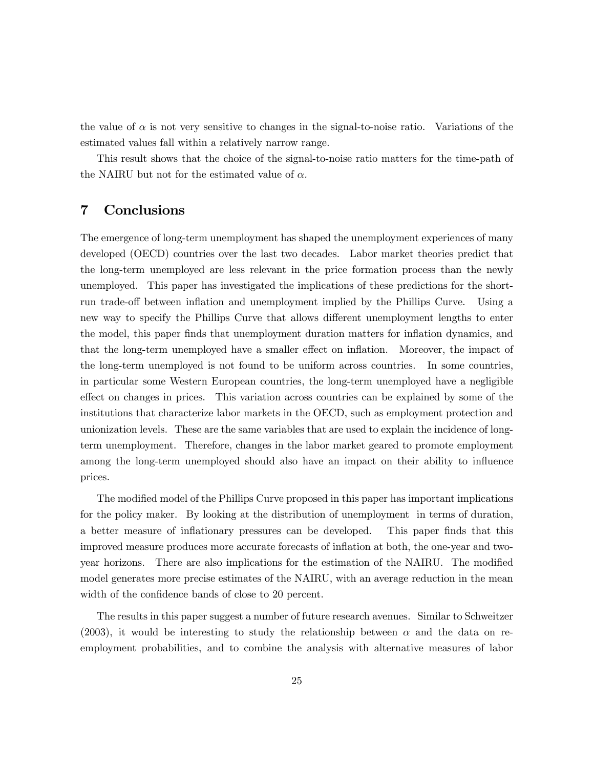the value of $\alpha$ is not very sensitive to changes in the signal-to-noise ratio. Variations of the estimated values fall within a relatively narrow range.

This result shows that the choice of the signal-to-noise ratio matters for the time-path of the NAIRU but not for the estimated value of $\alpha$.

## 7 Conclusions

The emergence of long-term unemployment has shaped the unemployment experiences of many developed (OECD) countries over the last two decades. Labor market theories predict that the long-term unemployed are less relevant in the price formation process than the newly unemployed. This paper has investigated the implications of these predictions for the short-run trade-off between inflation and unemployment implied by the Phillips Curve. Using a new way to specify the Phillips Curve that allows different unemployment lengths to enter the model, this paper finds that unemployment duration matters for inflation dynamics, and that the long-term unemployed have a smaller effect on inflation. Moreover, the impact of the long-term unemployed is not found to be uniform across countries. In some countries, in particular some Western European countries, the long-term unemployed have a negligible effect on changes in prices. This variation across countries can be explained by some of the institutions that characterize labor markets in the OECD, such as employment protection and unionization levels. These are the same variables that are used to explain the incidence of long-term unemployment. Therefore, changes in the labor market geared to promote employment among the long-term unemployed should also have an impact on their ability to influence prices.

The modified model of the Phillips Curve proposed in this paper has important implications for the policy maker. By looking at the distribution of unemployment in terms of duration, a better measure of inflationary pressures can be developed. This paper finds that this improved measure produces more accurate forecasts of inflation at both, the one-year and two-year horizons. There are also implications for the estimation of the NAIRU. The modified model generates more precise estimates of the NAIRU, with an average reduction in the mean width of the confidence bands of close to 20 percent.

The results in this paper suggest a number of future research avenues. Similar to Schweitzer (2003), it would be interesting to study the relationship between $\alpha$ and the data on re-employment probabilities, and to combine the analysis with alternative measures of labor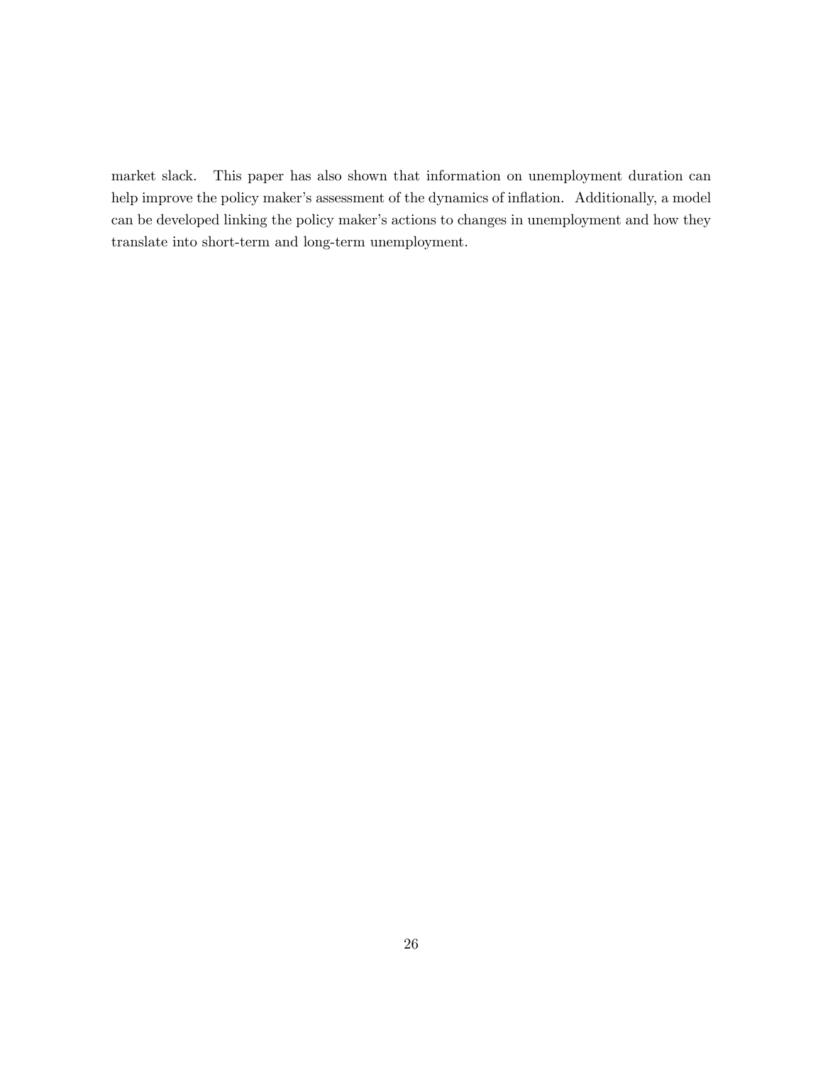market slack. This paper has also shown that information on unemployment duration can help improve the policy maker's assessment of the dynamics of inflation. Additionally, a model can be developed linking the policy maker's actions to changes in unemployment and how they translate into short-term and long-term unemployment.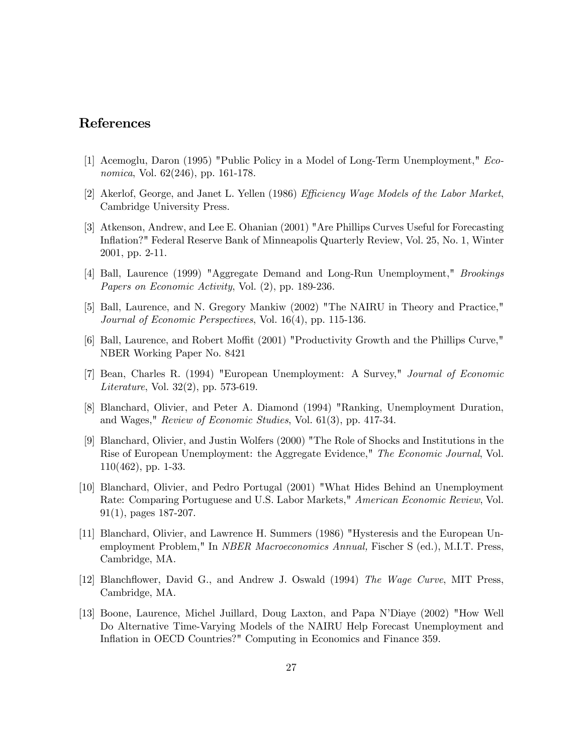## References

[1] Acemoglu, Daron (1995) "Public Policy in a Model of Long-Term Unemployment," *Economica*, Vol. 62(246), pp. 161-178.

[2] Akerlof, George, and Janet L. Yellen (1986) *Efficiency Wage Models of the Labor Market*, Cambridge University Press.

[3] Atkenson, Andrew, and Lee E. Ohanian (2001) "Are Phillips Curves Useful for Forecasting Inflation?" Federal Reserve Bank of Minneapolis Quarterly Review, Vol. 25, No. 1, Winter 2001, pp. 2-11.

[4] Ball, Laurence (1999) "Aggregate Demand and Long-Run Unemployment," *Brookings Papers on Economic Activity*, Vol. (2), pp. 189-236.

[5] Ball, Laurence, and N. Gregory Mankiw (2002) "The NAIRU in Theory and Practice," *Journal of Economic Perspectives*, Vol. 16(4), pp. 115-136.

[6] Ball, Laurence, and Robert Moffit (2001) "Productivity Growth and the Phillips Curve," NBER Working Paper No. 8421

[7] Bean, Charles R. (1994) "European Unemployment: A Survey," *Journal of Economic Literature*, Vol. 32(2), pp. 573-619.

[8] Blanchard, Olivier, and Peter A. Diamond (1994) "Ranking, Unemployment Duration, and Wages," *Review of Economic Studies*, Vol. 61(3), pp. 417-34.

[9] Blanchard, Olivier, and Justin Wolfers (2000) "The Role of Shocks and Institutions in the Rise of European Unemployment: the Aggregate Evidence," *The Economic Journal*, Vol. 110(462), pp. 1-33.

[10] Blanchard, Olivier, and Pedro Portugal (2001) "What Hides Behind an Unemployment Rate: Comparing Portuguese and U.S. Labor Markets," *American Economic Review*, Vol. 91(1), pages 187-207.

[11] Blanchard, Olivier, and Lawrence H. Summers (1986) "Hysteresis and the European Unemployment Problem," In *NBER Macroeconomics Annual,* Fischer S (ed.), M.I.T. Press, Cambridge, MA.

[12] Blanchflower, David G., and Andrew J. Oswald (1994) *The Wage Curve*, MIT Press, Cambridge, MA.

[13] Boone, Laurence, Michel Juillard, Doug Laxton, and Papa N'Diaye (2002) "How Well Do Alternative Time-Varying Models of the NAIRU Help Forecast Unemployment and Inflation in OECD Countries?" Computing in Economics and Finance 359.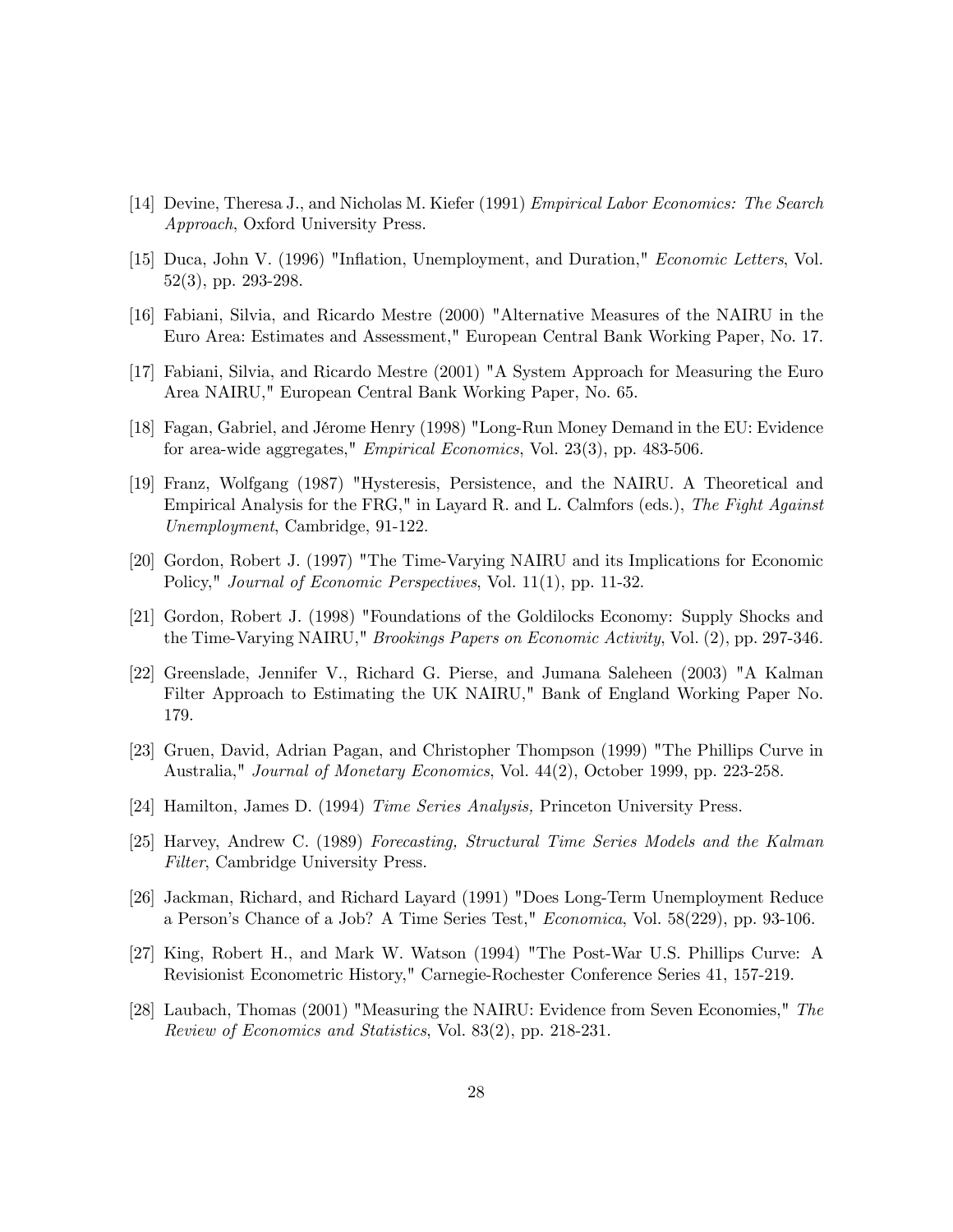[14] Devine, Theresa J., and Nicholas M. Kiefer (1991) *Empirical Labor Economics: The Search Approach*, Oxford University Press.

[15] Duca, John V. (1996) "Inflation, Unemployment, and Duration," *Economic Letters*, Vol. 52(3), pp. 293-298.

[16] Fabiani, Silvia, and Ricardo Mestre (2000) "Alternative Measures of the NAIRU in the Euro Area: Estimates and Assessment," European Central Bank Working Paper, No. 17.

[17] Fabiani, Silvia, and Ricardo Mestre (2001) "A System Approach for Measuring the Euro Area NAIRU," European Central Bank Working Paper, No. 65.

[18] Fagan, Gabriel, and Jérome Henry (1998) "Long-Run Money Demand in the EU: Evidence for area-wide aggregates," *Empirical Economics*, Vol. 23(3), pp. 483-506.

[19] Franz, Wolfgang (1987) "Hysteresis, Persistence, and the NAIRU. A Theoretical and Empirical Analysis for the FRG," in Layard R. and L. Calmfors (eds.), *The Fight Against Unemployment*, Cambridge, 91-122.

[20] Gordon, Robert J. (1997) "The Time-Varying NAIRU and its Implications for Economic Policy," *Journal of Economic Perspectives*, Vol. 11(1), pp. 11-32.

[21] Gordon, Robert J. (1998) "Foundations of the Goldilocks Economy: Supply Shocks and the Time-Varying NAIRU," *Brookings Papers on Economic Activity*, Vol. (2), pp. 297-346.

[22] Greenslade, Jennifer V., Richard G. Pierse, and Jumana Saleheen (2003) "A Kalman Filter Approach to Estimating the UK NAIRU," Bank of England Working Paper No. 179.

[23] Gruen, David, Adrian Pagan, and Christopher Thompson (1999) "The Phillips Curve in Australia," *Journal of Monetary Economics*, Vol. 44(2), October 1999, pp. 223-258.

[24] Hamilton, James D. (1994) *Time Series Analysis,* Princeton University Press.

[25] Harvey, Andrew C. (1989) *Forecasting, Structural Time Series Models and the Kalman Filter*, Cambridge University Press.

[26] Jackman, Richard, and Richard Layard (1991) "Does Long-Term Unemployment Reduce a Person's Chance of a Job? A Time Series Test," *Economica*, Vol. 58(229), pp. 93-106.

[27] King, Robert H., and Mark W. Watson (1994) "The Post-War U.S. Phillips Curve: A Revisionist Econometric History," Carnegie-Rochester Conference Series 41, 157-219.

[28] Laubach, Thomas (2001) "Measuring the NAIRU: Evidence from Seven Economies," *The Review of Economics and Statistics*, Vol. 83(2), pp. 218-231.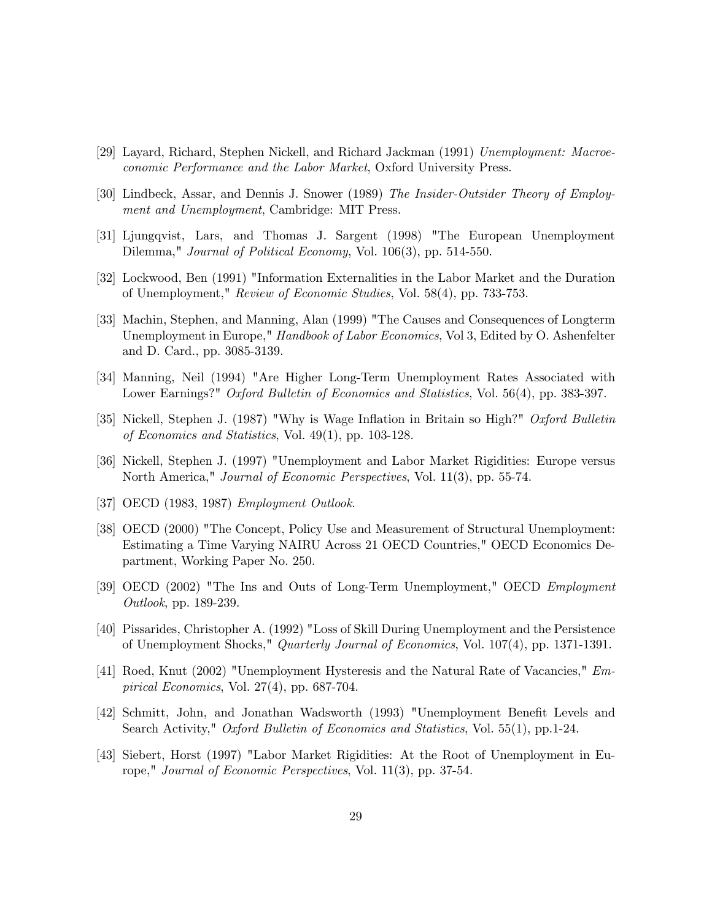[29] Layard, Richard, Stephen Nickell, and Richard Jackman (1991) *Unemployment: Macroeconomic Performance and the Labor Market*, Oxford University Press.

[30] Lindbeck, Assar, and Dennis J. Snower (1989) *The Insider-Outsider Theory of Employment and Unemployment*, Cambridge: MIT Press.

[31] Ljungqvist, Lars, and Thomas J. Sargent (1998) "The European Unemployment Dilemma," *Journal of Political Economy*, Vol. 106(3), pp. 514-550.

[32] Lockwood, Ben (1991) "Information Externalities in the Labor Market and the Duration of Unemployment," *Review of Economic Studies*, Vol. 58(4), pp. 733-753.

[33] Machin, Stephen, and Manning, Alan (1999) "The Causes and Consequences of Longterm Unemployment in Europe," *Handbook of Labor Economics*, Vol 3, Edited by O. Ashenfelter and D. Card., pp. 3085-3139.

[34] Manning, Neil (1994) "Are Higher Long-Term Unemployment Rates Associated with Lower Earnings?" *Oxford Bulletin of Economics and Statistics*, Vol. 56(4), pp. 383-397.

[35] Nickell, Stephen J. (1987) "Why is Wage Inflation in Britain so High?" *Oxford Bulletin of Economics and Statistics*, Vol. 49(1), pp. 103-128.

[36] Nickell, Stephen J. (1997) "Unemployment and Labor Market Rigidities: Europe versus North America," *Journal of Economic Perspectives*, Vol. 11(3), pp. 55-74.

[37] OECD (1983, 1987) *Employment Outlook*.

[38] OECD (2000) "The Concept, Policy Use and Measurement of Structural Unemployment: Estimating a Time Varying NAIRU Across 21 OECD Countries," OECD Economics Department, Working Paper No. 250.

[39] OECD (2002) "The Ins and Outs of Long-Term Unemployment," OECD *Employment Outlook*, pp. 189-239.

[40] Pissarides, Christopher A. (1992) "Loss of Skill During Unemployment and the Persistence of Unemployment Shocks," *Quarterly Journal of Economics*, Vol. 107(4), pp. 1371-1391.

[41] Roed, Knut (2002) "Unemployment Hysteresis and the Natural Rate of Vacancies," *Empirical Economics*, Vol. 27(4), pp. 687-704.

[42] Schmitt, John, and Jonathan Wadsworth (1993) "Unemployment Benefit Levels and Search Activity," *Oxford Bulletin of Economics and Statistics*, Vol. 55(1), pp.1-24.

[43] Siebert, Horst (1997) "Labor Market Rigidities: At the Root of Unemployment in Europe," *Journal of Economic Perspectives*, Vol. 11(3), pp. 37-54.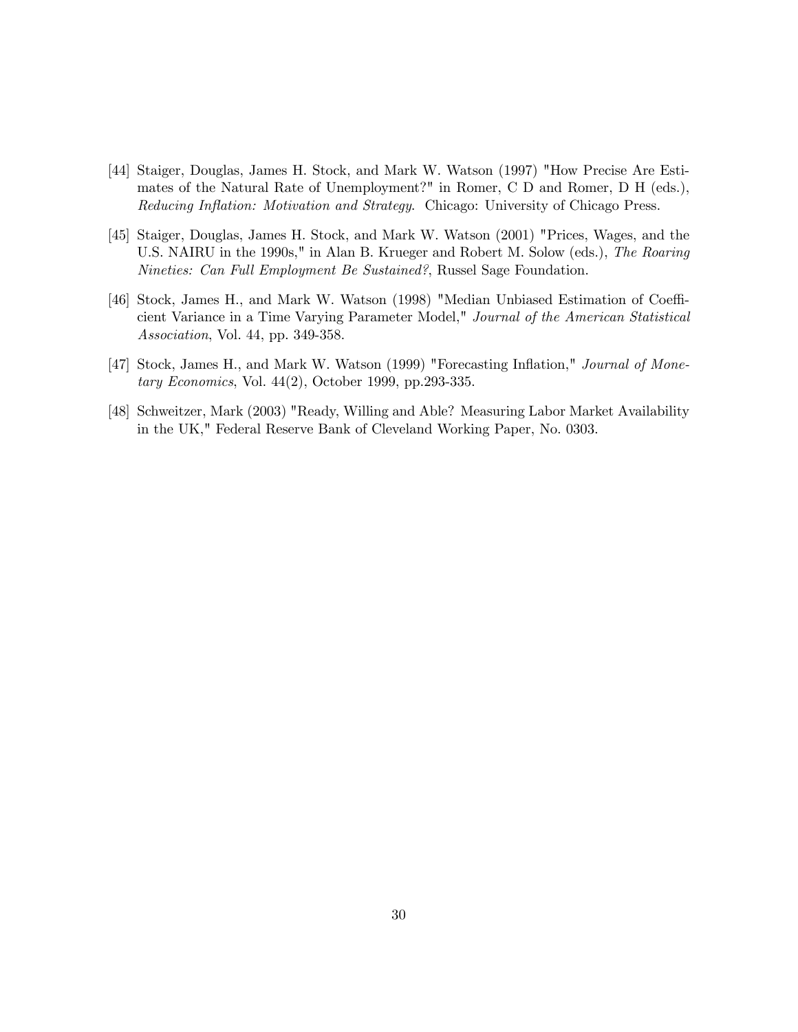[44] Staiger, Douglas, James H. Stock, and Mark W. Watson (1997) "How Precise Are Estimates of the Natural Rate of Unemployment?" in Romer, C D and Romer, D H (eds.), *Reducing Inflation: Motivation and Strategy*. Chicago: University of Chicago Press.

[45] Staiger, Douglas, James H. Stock, and Mark W. Watson (2001) "Prices, Wages, and the U.S. NAIRU in the 1990s," in Alan B. Krueger and Robert M. Solow (eds.), *The Roaring Nineties: Can Full Employment Be Sustained?*, Russel Sage Foundation.

[46] Stock, James H., and Mark W. Watson (1998) "Median Unbiased Estimation of Coefficient Variance in a Time Varying Parameter Model," *Journal of the American Statistical Association*, Vol. 44, pp. 349-358.

[47] Stock, James H., and Mark W. Watson (1999) "Forecasting Inflation," *Journal of Monetary Economics*, Vol. 44(2), October 1999, pp.293-335.

[48] Schweitzer, Mark (2003) "Ready, Willing and Able? Measuring Labor Market Availability in the UK," Federal Reserve Bank of Cleveland Working Paper, No. 0303.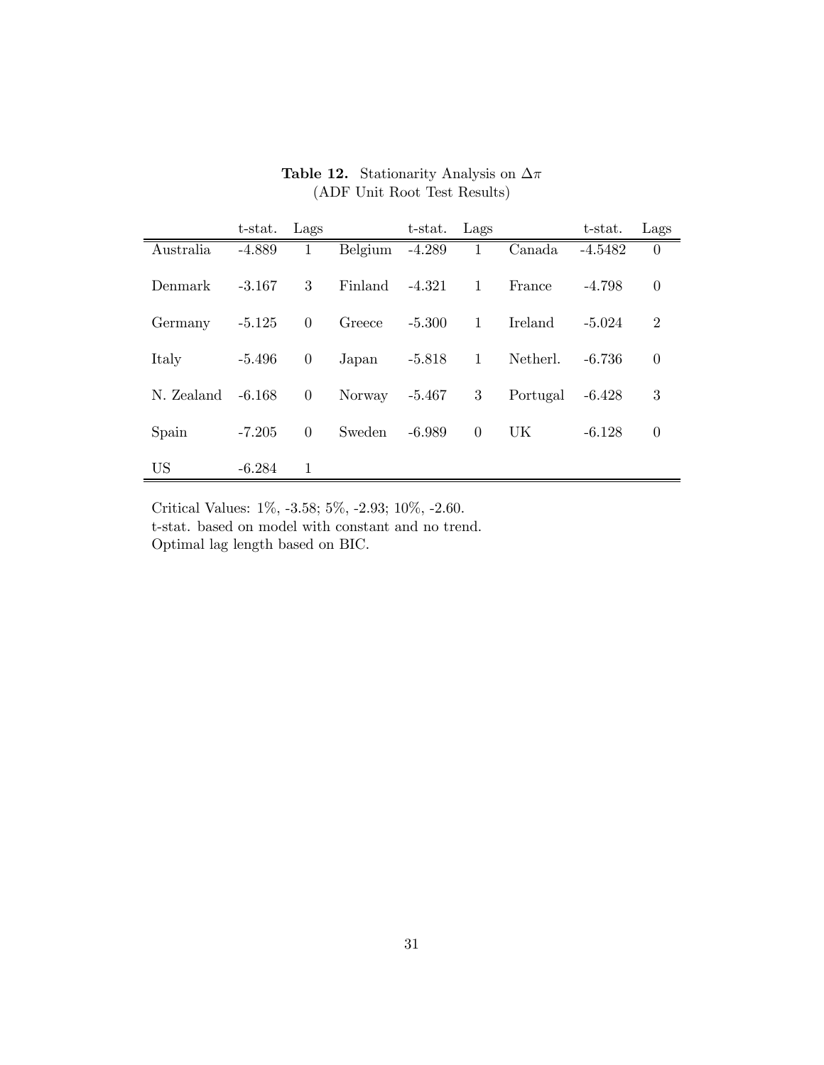**Table 12.** Stationarity Analysis on $\Delta\pi$
(ADF Unit Root Test Results)

| | t-stat. | Lags | | t-stat. | Lags | | t-stat. | Lags |
|---|---|---|---|---|---|---|---|---|
| Australia | -4.889 | 1 | Belgium | -4.289 | 1 | Canada | -4.5482 | 0 |
| Denmark | -3.167 | 3 | Finland | -4.321 | 1 | France | -4.798 | 0 |
| Germany | -5.125 | 0 | Greece | -5.300 | 1 | Ireland | -5.024 | 2 |
| Italy | -5.496 | 0 | Japan | -5.818 | 1 | Netherl. | -6.736 | 0 |
| N. Zealand | -6.168 | 0 | Norway | -5.467 | 3 | Portugal | -6.428 | 3 |
| Spain | -7.205 | 0 | Sweden | -6.989 | 0 | UK | -6.128 | 0 |
| US | -6.284 | 1 | | | | | | |

Critical Values: 1%, -3.58; 5%, -2.93; 10%, -2.60.
t-stat. based on model with constant and no trend.
Optimal lag length based on BIC.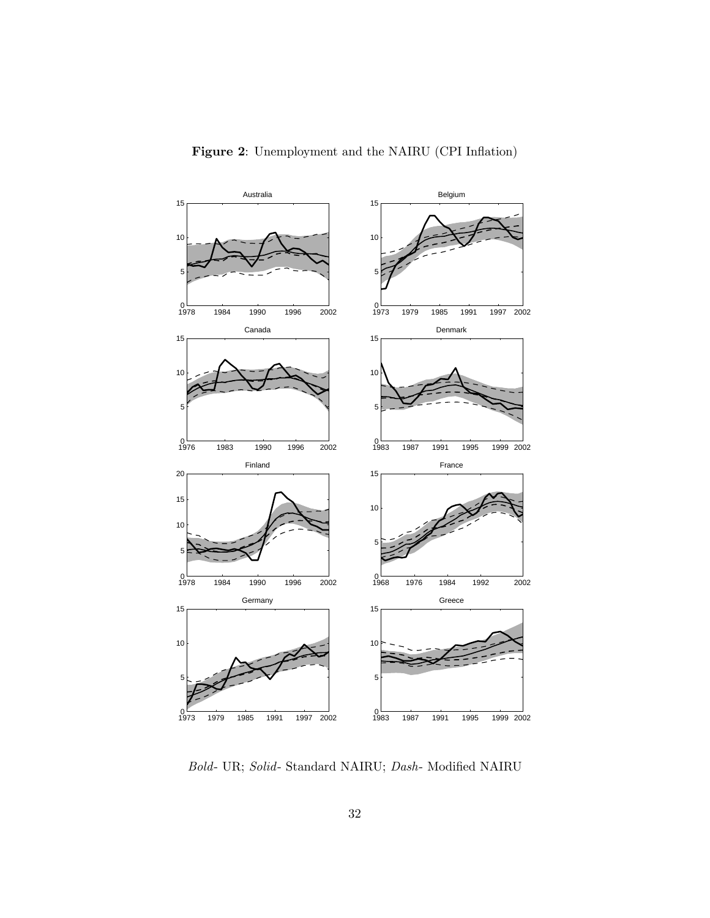**Figure 2**: Unemployment and the NAIRU (CPI Inflation)

*Bold*- UR; *Solid*- Standard NAIRU; *Dash*- Modified NAIRU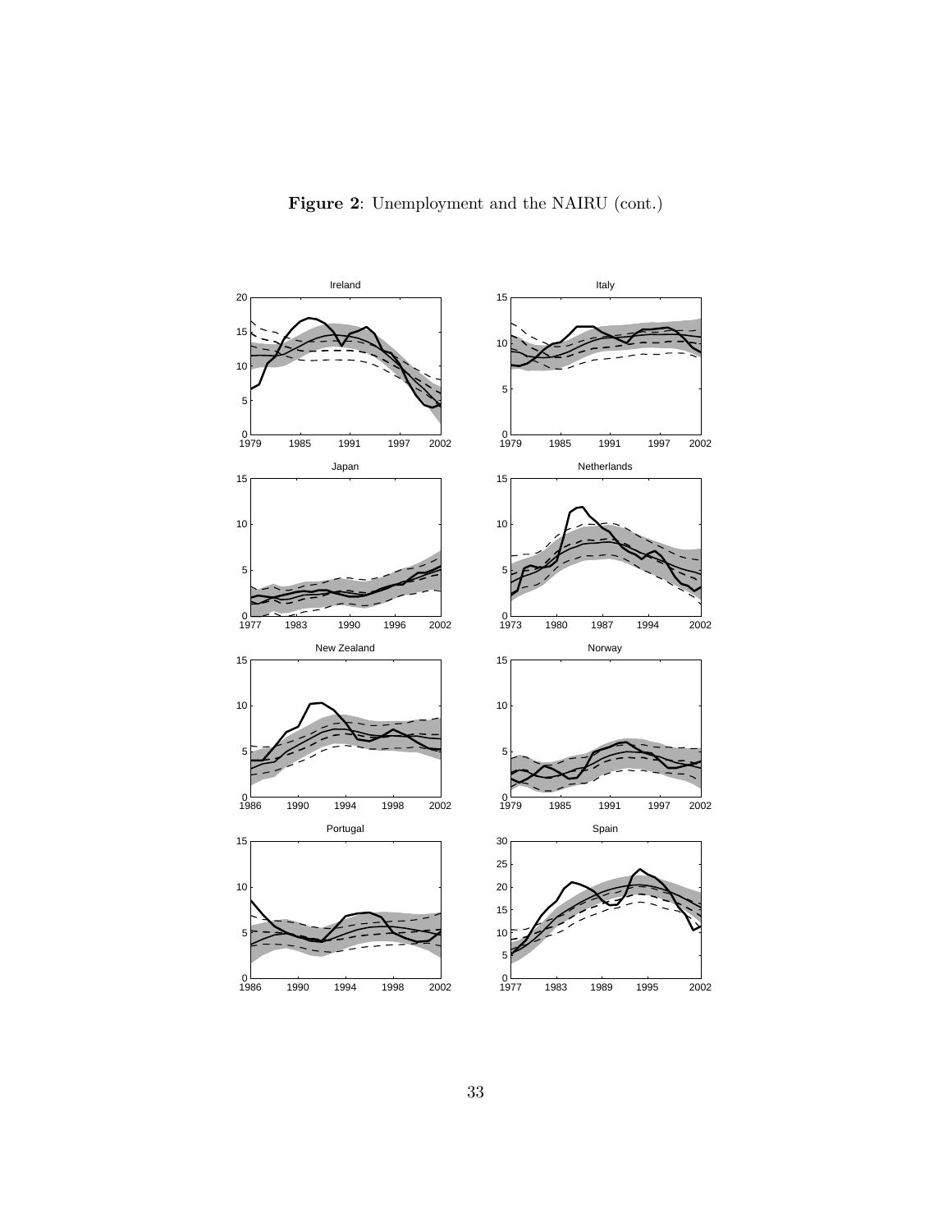**Figure 2**: Unemployment and the NAIRU (cont.)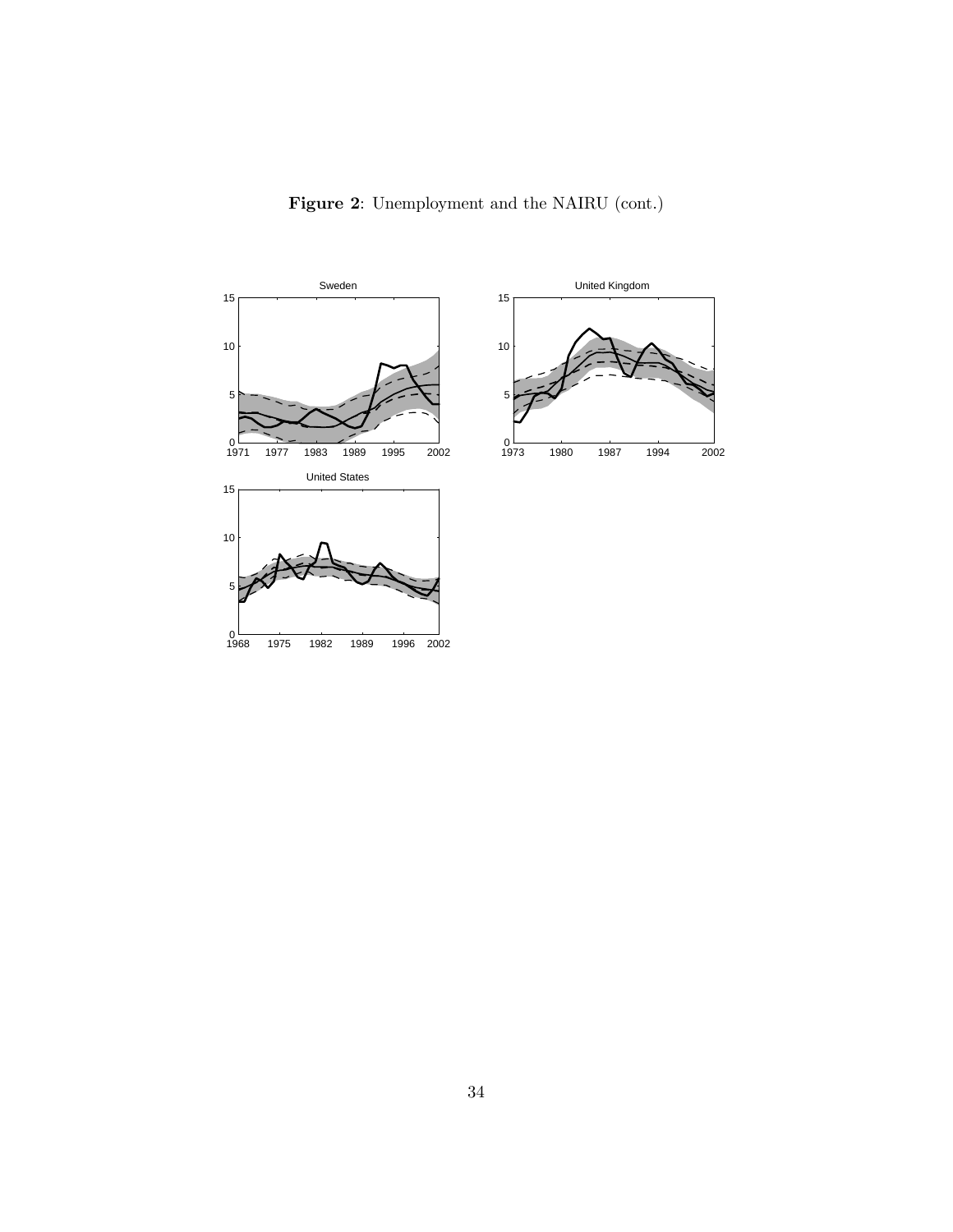**Figure 2**: Unemployment and the NAIRU (cont.)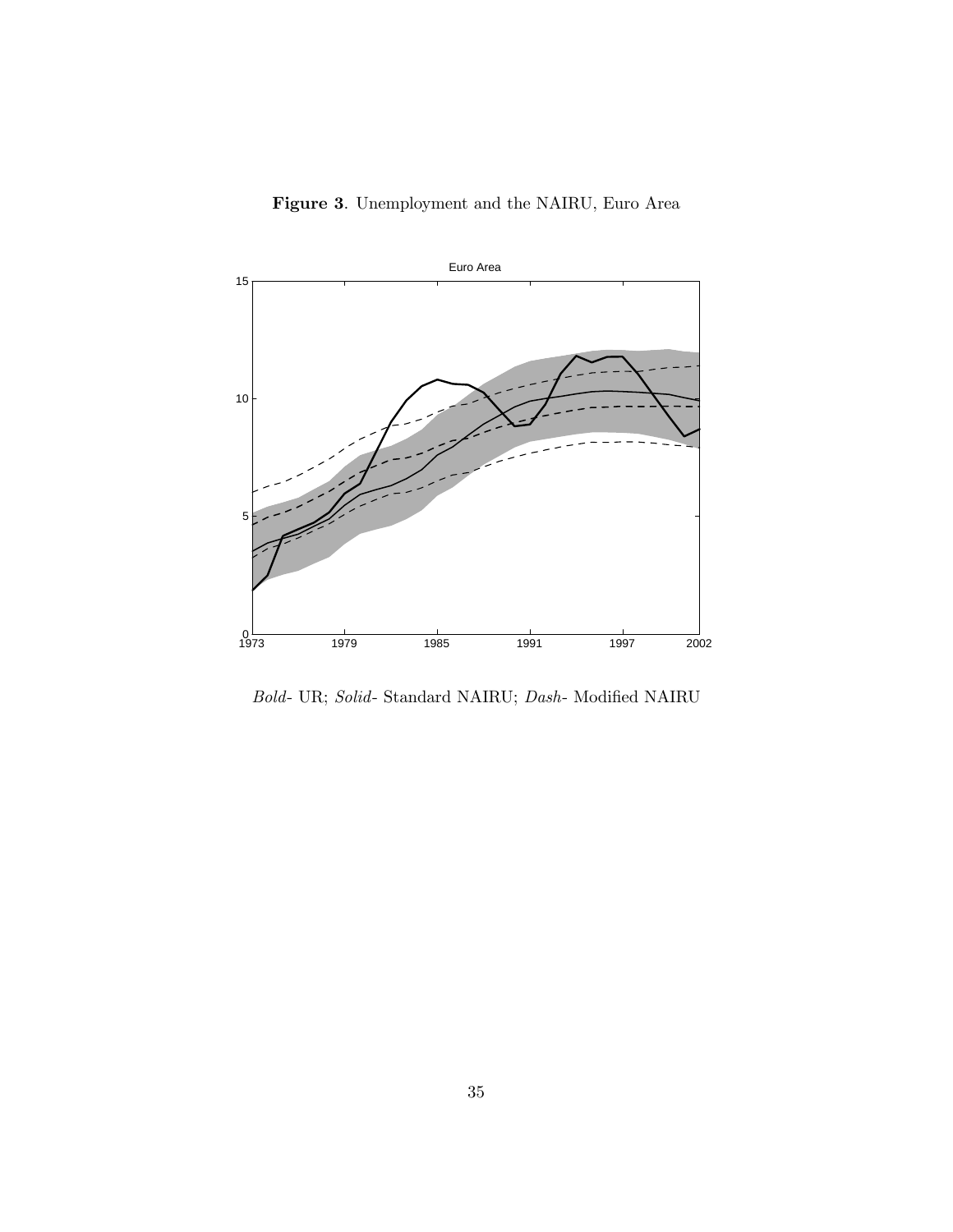**Figure 3**. Unemployment and the NAIRU, Euro Area

Euro Area

15

10

5

0

1973 1979 1985 1991 1997 2002

*Bold*- UR; *Solid*- Standard NAIRU; *Dash*- Modified NAIRU